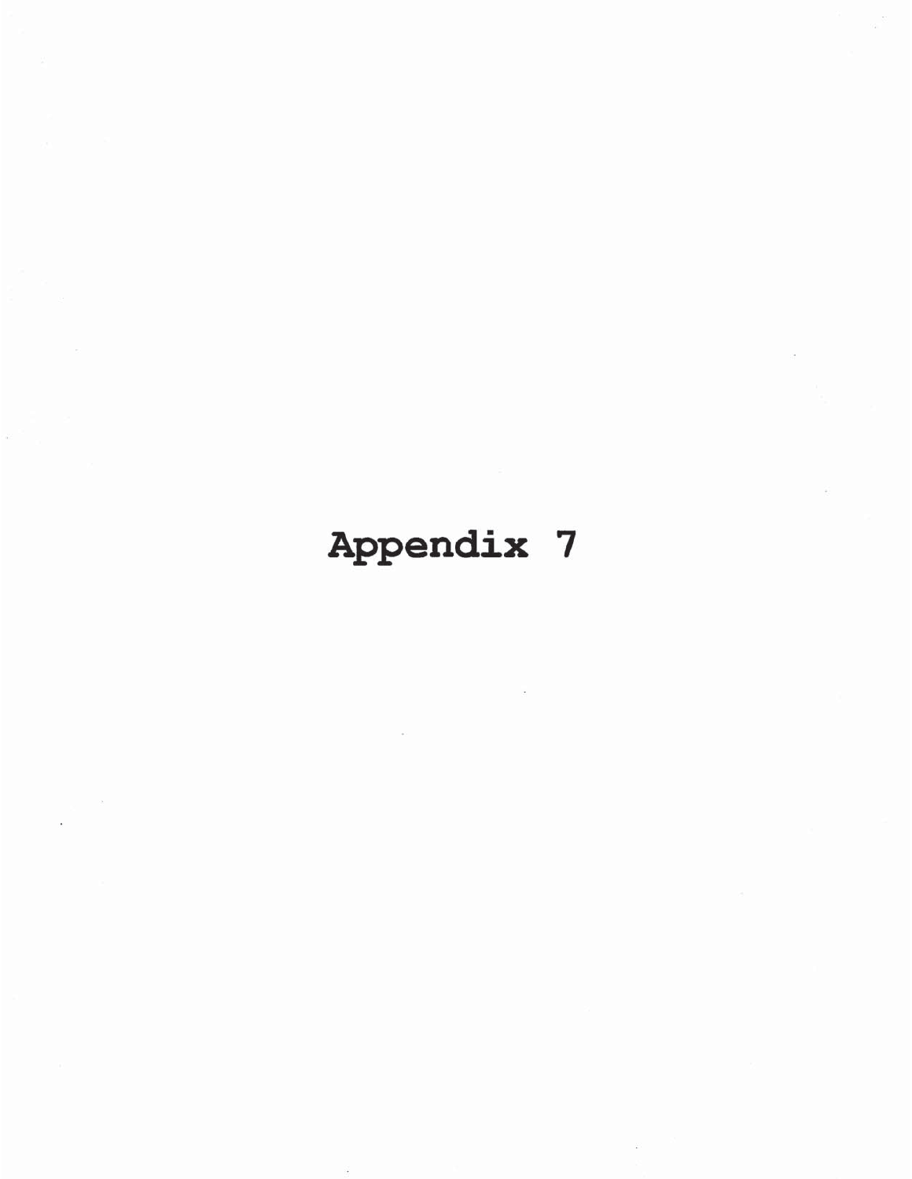# Appendix 7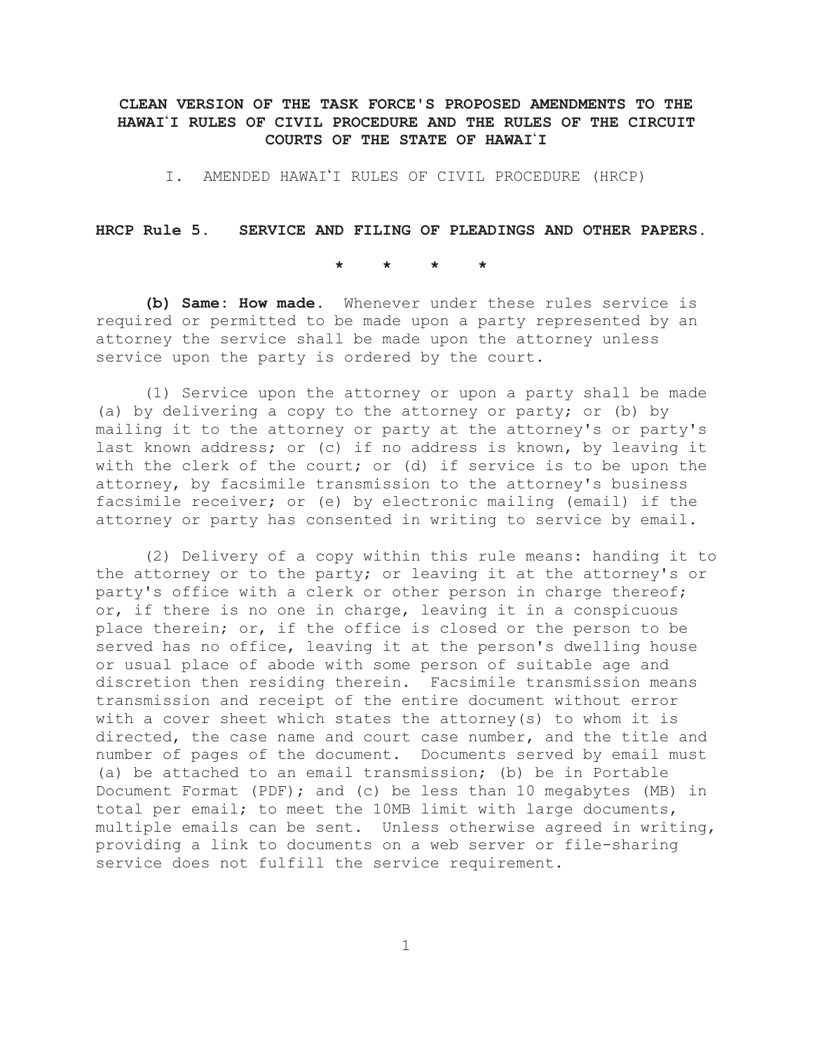**CLEAN VERSION OF THE TASK FORCE'S PROPOSED AMENDMENTS TO THE HAWAIʻI RULES OF CIVIL PROCEDURE AND THE RULES OF THE CIRCUIT COURTS OF THE STATE OF HAWAIʻI**

I. AMENDED HAWAIʻI RULES OF CIVIL PROCEDURE (HRCP)

**HRCP Rule 5. SERVICE AND FILING OF PLEADINGS AND OTHER PAPERS.**

\* \* \* \*

**(b) Same: How made.** Whenever under these rules service is required or permitted to be made upon a party represented by an attorney the service shall be made upon the attorney unless service upon the party is ordered by the court.

(1) Service upon the attorney or upon a party shall be made (a) by delivering a copy to the attorney or party; or (b) by mailing it to the attorney or party at the attorney's or party's last known address; or (c) if no address is known, by leaving it with the clerk of the court; or (d) if service is to be upon the attorney, by facsimile transmission to the attorney's business facsimile receiver; or (e) by electronic mailing (email) if the attorney or party has consented in writing to service by email.

(2) Delivery of a copy within this rule means: handing it to the attorney or to the party; or leaving it at the attorney's or party's office with a clerk or other person in charge thereof; or, if there is no one in charge, leaving it in a conspicuous place therein; or, if the office is closed or the person to be served has no office, leaving it at the person's dwelling house or usual place of abode with some person of suitable age and discretion then residing therein. Facsimile transmission means transmission and receipt of the entire document without error with a cover sheet which states the attorney(s) to whom it is directed, the case name and court case number, and the title and number of pages of the document. Documents served by email must (a) be attached to an email transmission; (b) be in Portable Document Format (PDF); and (c) be less than 10 megabytes (MB) in total per email; to meet the 10MB limit with large documents, multiple emails can be sent. Unless otherwise agreed in writing, providing a link to documents on a web server or file-sharing service does not fulfill the service requirement.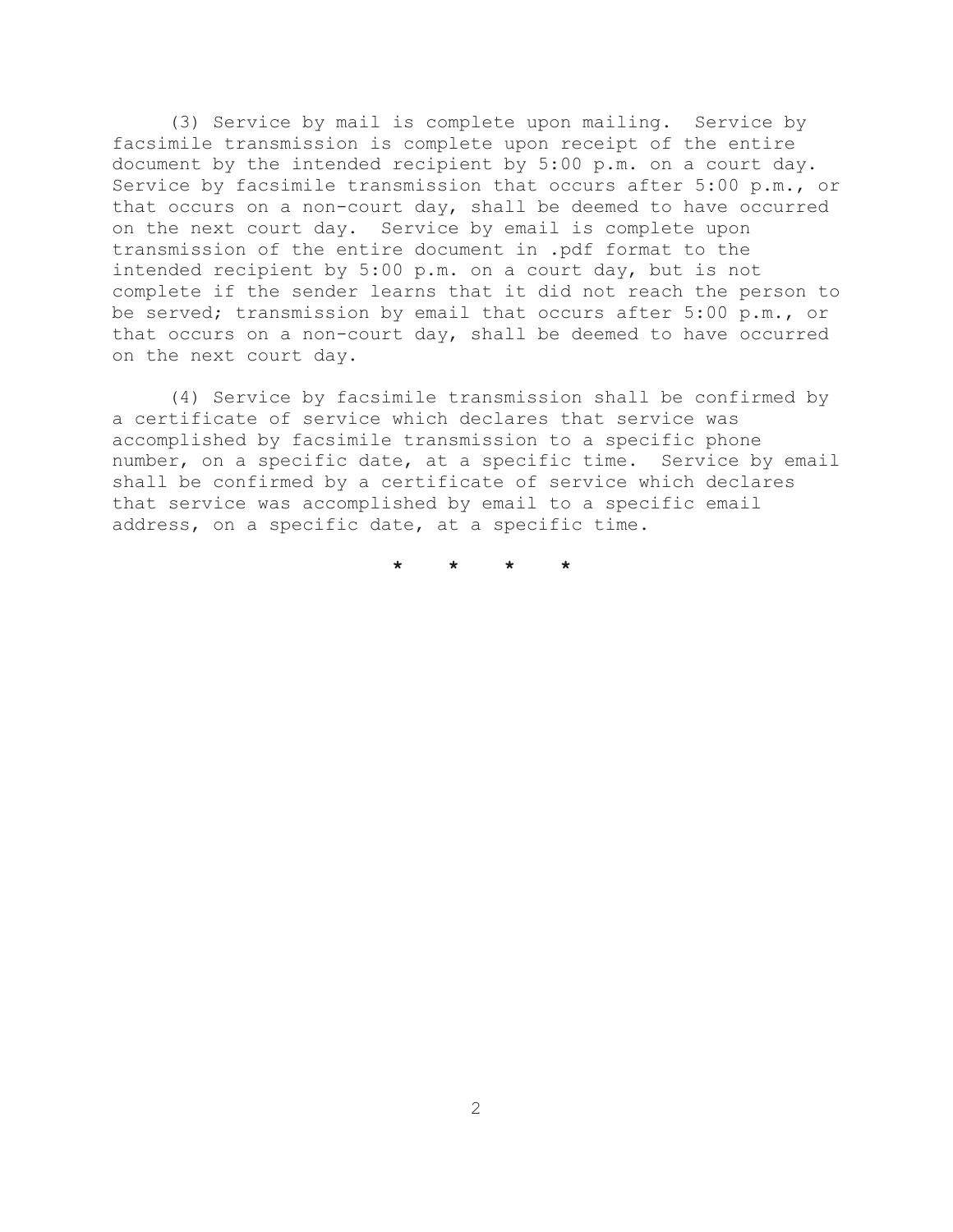(3) Service by mail is complete upon mailing. Service by facsimile transmission is complete upon receipt of the entire document by the intended recipient by 5:00 p.m. on a court day. Service by facsimile transmission that occurs after 5:00 p.m., or that occurs on a non-court day, shall be deemed to have occurred on the next court day. Service by email is complete upon transmission of the entire document in .pdf format to the intended recipient by 5:00 p.m. on a court day, but is not complete if the sender learns that it did not reach the person to be served; transmission by email that occurs after 5:00 p.m., or that occurs on a non-court day, shall be deemed to have occurred on the next court day.

(4) Service by facsimile transmission shall be confirmed by a certificate of service which declares that service was accomplished by facsimile transmission to a specific phone number, on a specific date, at a specific time. Service by email shall be confirmed by a certificate of service which declares that service was accomplished by email to a specific email address, on a specific date, at a specific time.

\* \* \* \*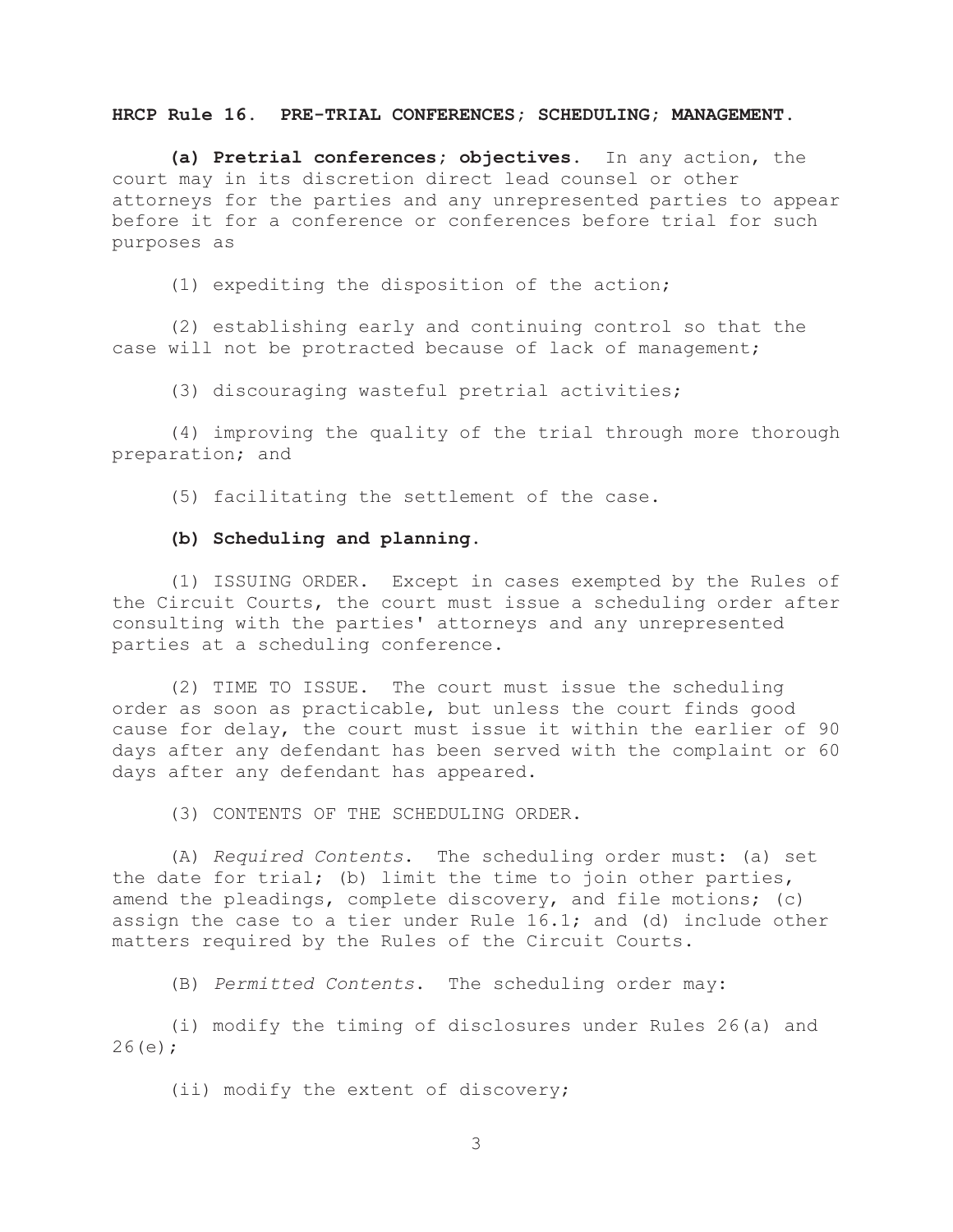**HRCP Rule 16. PRE-TRIAL CONFERENCES; SCHEDULING; MANAGEMENT.**

**(a) Pretrial conferences; objectives.** In any action, the court may in its discretion direct lead counsel or other attorneys for the parties and any unrepresented parties to appear before it for a conference or conferences before trial for such purposes as

(1) expediting the disposition of the action;

(2) establishing early and continuing control so that the case will not be protracted because of lack of management;

(3) discouraging wasteful pretrial activities;

(4) improving the quality of the trial through more thorough preparation; and

(5) facilitating the settlement of the case.

**(b) Scheduling and planning.**

(1) ISSUING ORDER. Except in cases exempted by the Rules of the Circuit Courts, the court must issue a scheduling order after consulting with the parties' attorneys and any unrepresented parties at a scheduling conference.

(2) TIME TO ISSUE. The court must issue the scheduling order as soon as practicable, but unless the court finds good cause for delay, the court must issue it within the earlier of 90 days after any defendant has been served with the complaint or 60 days after any defendant has appeared.

(3) CONTENTS OF THE SCHEDULING ORDER.

(A) *Required Contents*. The scheduling order must: (a) set the date for trial; (b) limit the time to join other parties, amend the pleadings, complete discovery, and file motions; (c) assign the case to a tier under Rule 16.1; and (d) include other matters required by the Rules of the Circuit Courts.

(B) *Permitted Contents*. The scheduling order may:

(i) modify the timing of disclosures under Rules 26(a) and 26(e);

(ii) modify the extent of discovery;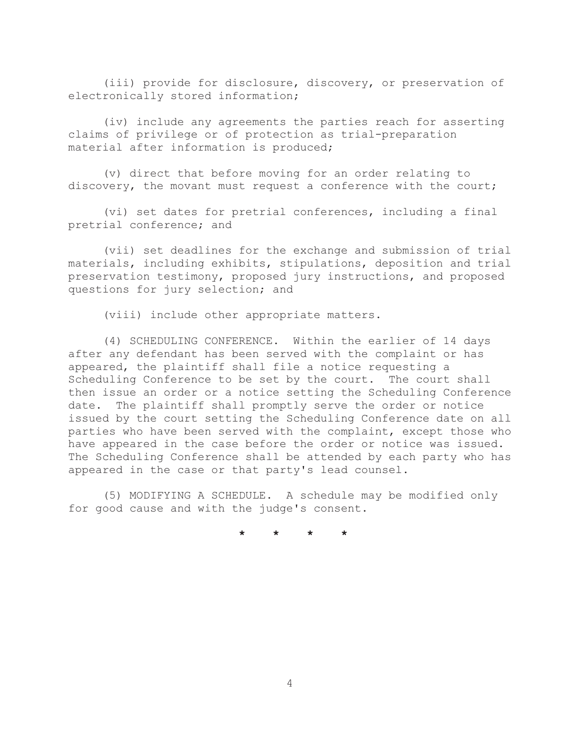(iii) provide for disclosure, discovery, or preservation of electronically stored information;

(iv) include any agreements the parties reach for asserting claims of privilege or of protection as trial-preparation material after information is produced;

(v) direct that before moving for an order relating to discovery, the movant must request a conference with the court;

(vi) set dates for pretrial conferences, including a final pretrial conference; and

(vii) set deadlines for the exchange and submission of trial materials, including exhibits, stipulations, deposition and trial preservation testimony, proposed jury instructions, and proposed questions for jury selection; and

(viii) include other appropriate matters.

(4) SCHEDULING CONFERENCE. Within the earlier of 14 days after any defendant has been served with the complaint or has appeared, the plaintiff shall file a notice requesting a Scheduling Conference to be set by the court. The court shall then issue an order or a notice setting the Scheduling Conference date. The plaintiff shall promptly serve the order or notice issued by the court setting the Scheduling Conference date on all parties who have been served with the complaint, except those who have appeared in the case before the order or notice was issued. The Scheduling Conference shall be attended by each party who has appeared in the case or that party's lead counsel.

(5) MODIFYING A SCHEDULE. A schedule may be modified only for good cause and with the judge's consent.

\* \* \* \*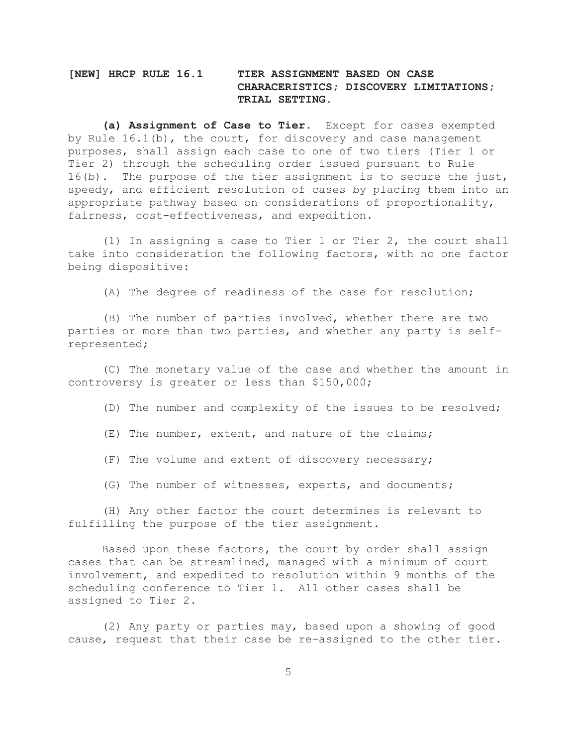**[NEW] HRCP RULE 16.1 TIER ASSIGNMENT BASED ON CASE CHARACERISTICS; DISCOVERY LIMITATIONS; TRIAL SETTING.**

**(a) Assignment of Case to Tier.** Except for cases exempted by Rule 16.1(b), the court, for discovery and case management purposes, shall assign each case to one of two tiers (Tier 1 or Tier 2) through the scheduling order issued pursuant to Rule 16(b). The purpose of the tier assignment is to secure the just, speedy, and efficient resolution of cases by placing them into an appropriate pathway based on considerations of proportionality, fairness, cost-effectiveness, and expedition.

(1) In assigning a case to Tier 1 or Tier 2, the court shall take into consideration the following factors, with no one factor being dispositive:

(A) The degree of readiness of the case for resolution;

(B) The number of parties involved, whether there are two parties or more than two parties, and whether any party is self-represented;

(C) The monetary value of the case and whether the amount in controversy is greater or less than $150,000;

(D) The number and complexity of the issues to be resolved;

(E) The number, extent, and nature of the claims;

(F) The volume and extent of discovery necessary;

(G) The number of witnesses, experts, and documents;

(H) Any other factor the court determines is relevant to fulfilling the purpose of the tier assignment.

Based upon these factors, the court by order shall assign cases that can be streamlined, managed with a minimum of court involvement, and expedited to resolution within 9 months of the scheduling conference to Tier 1. All other cases shall be assigned to Tier 2.

(2) Any party or parties may, based upon a showing of good cause, request that their case be re-assigned to the other tier.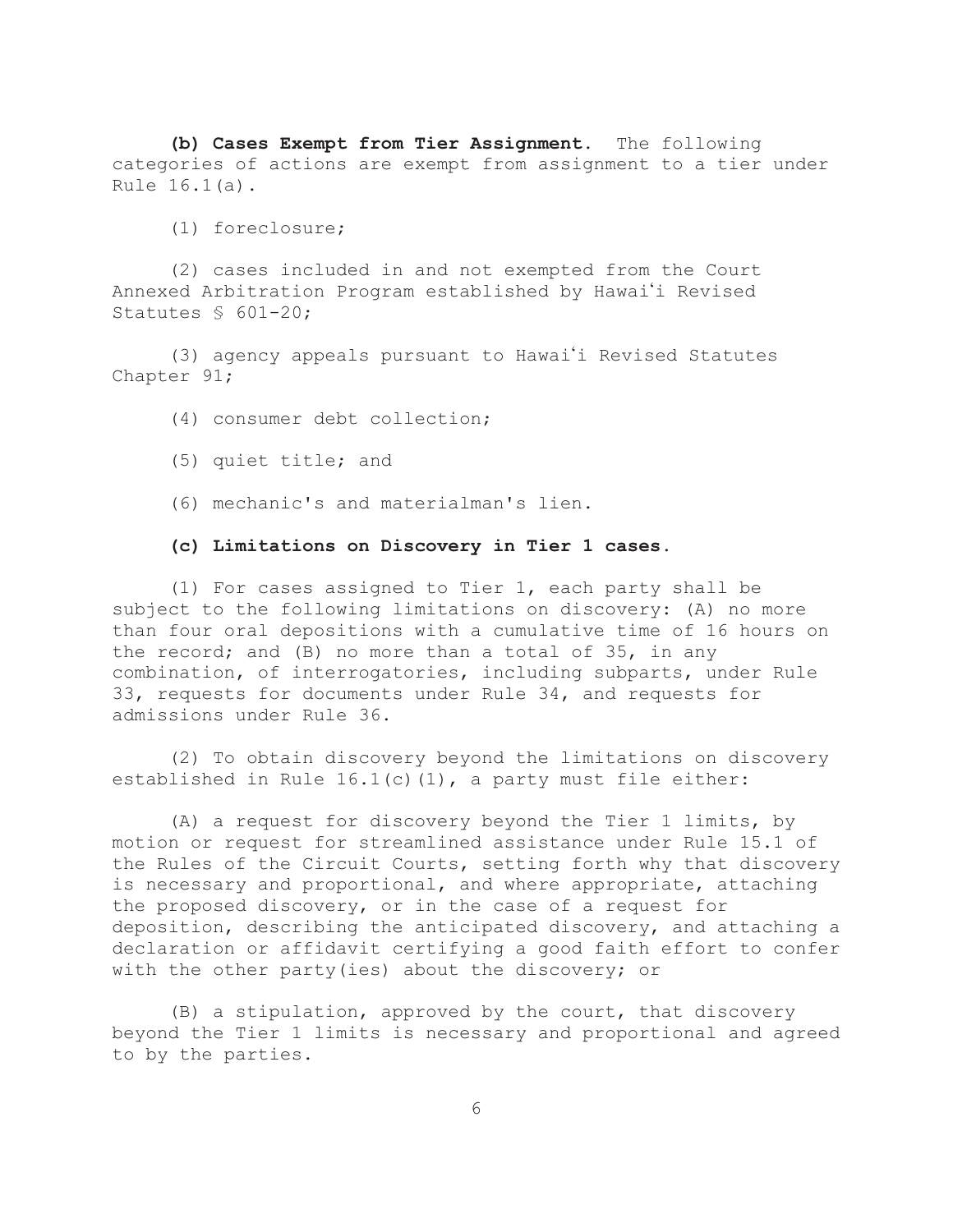**(b) Cases Exempt from Tier Assignment.** The following categories of actions are exempt from assignment to a tier under Rule 16.1(a).

(1) foreclosure;

(2) cases included in and not exempted from the Court Annexed Arbitration Program established by Hawaiʻi Revised Statutes § 601-20;

(3) agency appeals pursuant to Hawaiʻi Revised Statutes Chapter 91;

(4) consumer debt collection;

(5) quiet title; and

(6) mechanic's and materialman's lien.

**(c) Limitations on Discovery in Tier 1 cases.**

(1) For cases assigned to Tier 1, each party shall be subject to the following limitations on discovery: (A) no more than four oral depositions with a cumulative time of 16 hours on the record; and (B) no more than a total of 35, in any combination, of interrogatories, including subparts, under Rule 33, requests for documents under Rule 34, and requests for admissions under Rule 36.

(2) To obtain discovery beyond the limitations on discovery established in Rule 16.1(c)(1), a party must file either:

(A) a request for discovery beyond the Tier 1 limits, by motion or request for streamlined assistance under Rule 15.1 of the Rules of the Circuit Courts, setting forth why that discovery is necessary and proportional, and where appropriate, attaching the proposed discovery, or in the case of a request for deposition, describing the anticipated discovery, and attaching a declaration or affidavit certifying a good faith effort to confer with the other party(ies) about the discovery; or

(B) a stipulation, approved by the court, that discovery beyond the Tier 1 limits is necessary and proportional and agreed to by the parties.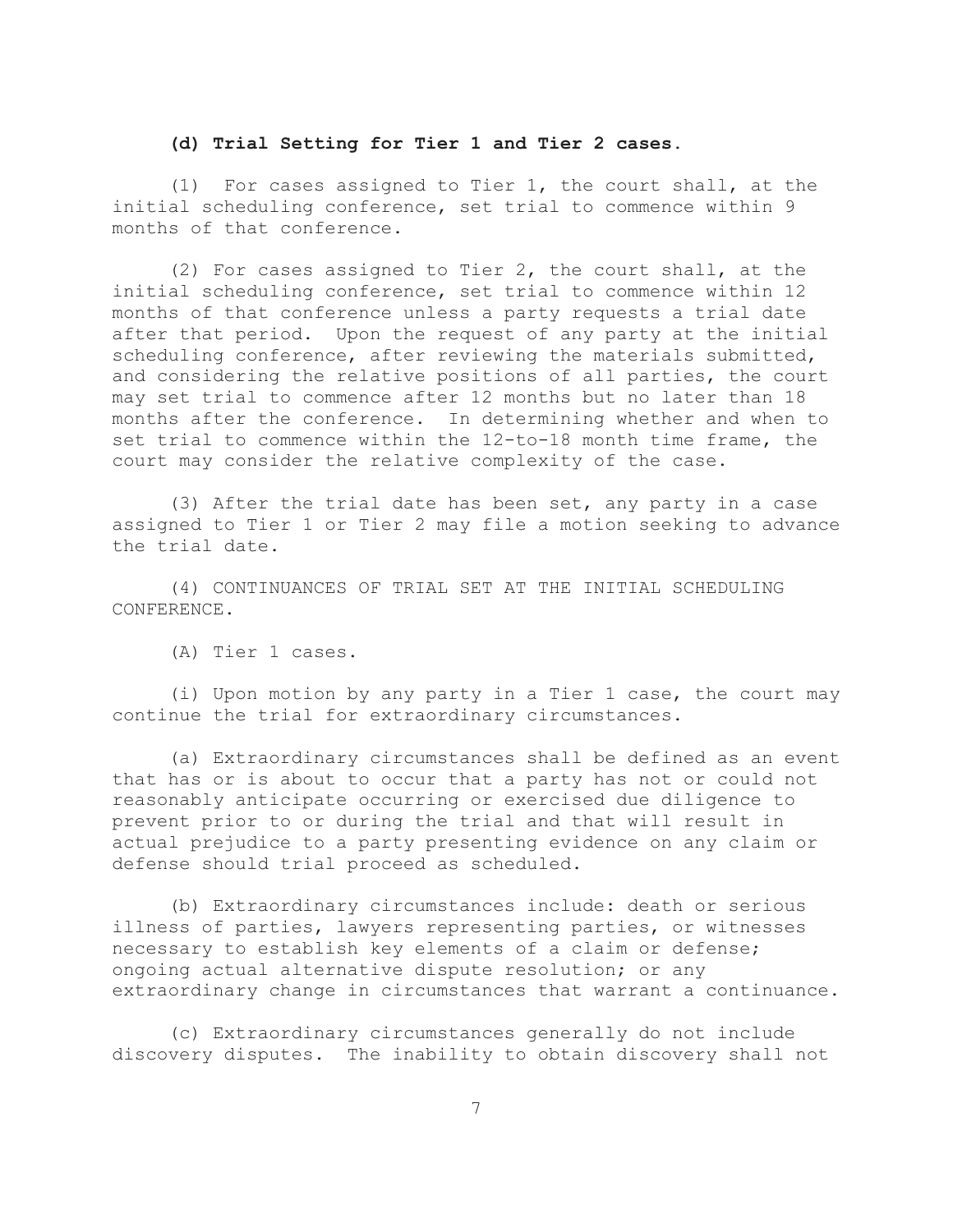**(d) Trial Setting for Tier 1 and Tier 2 cases.**

(1) For cases assigned to Tier 1, the court shall, at the initial scheduling conference, set trial to commence within 9 months of that conference.

(2) For cases assigned to Tier 2, the court shall, at the initial scheduling conference, set trial to commence within 12 months of that conference unless a party requests a trial date after that period. Upon the request of any party at the initial scheduling conference, after reviewing the materials submitted, and considering the relative positions of all parties, the court may set trial to commence after 12 months but no later than 18 months after the conference. In determining whether and when to set trial to commence within the 12-to-18 month time frame, the court may consider the relative complexity of the case.

(3) After the trial date has been set, any party in a case assigned to Tier 1 or Tier 2 may file a motion seeking to advance the trial date.

(4) CONTINUANCES OF TRIAL SET AT THE INITIAL SCHEDULING CONFERENCE.

(A) Tier 1 cases.

(i) Upon motion by any party in a Tier 1 case, the court may continue the trial for extraordinary circumstances.

(a) Extraordinary circumstances shall be defined as an event that has or is about to occur that a party has not or could not reasonably anticipate occurring or exercised due diligence to prevent prior to or during the trial and that will result in actual prejudice to a party presenting evidence on any claim or defense should trial proceed as scheduled.

(b) Extraordinary circumstances include: death or serious illness of parties, lawyers representing parties, or witnesses necessary to establish key elements of a claim or defense; ongoing actual alternative dispute resolution; or any extraordinary change in circumstances that warrant a continuance.

(c) Extraordinary circumstances generally do not include discovery disputes. The inability to obtain discovery shall not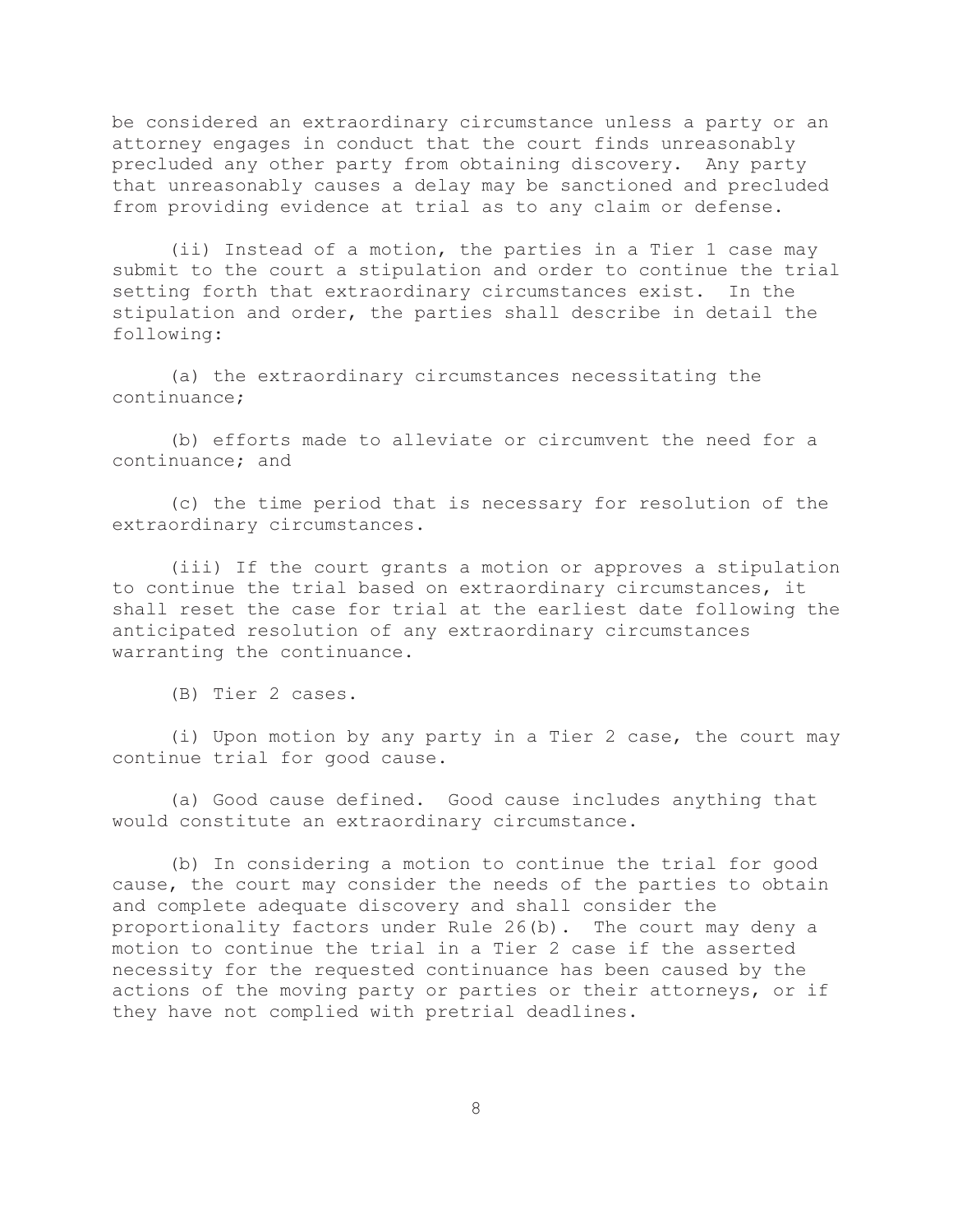be considered an extraordinary circumstance unless a party or an attorney engages in conduct that the court finds unreasonably precluded any other party from obtaining discovery. Any party that unreasonably causes a delay may be sanctioned and precluded from providing evidence at trial as to any claim or defense.

(ii) Instead of a motion, the parties in a Tier 1 case may submit to the court a stipulation and order to continue the trial setting forth that extraordinary circumstances exist. In the stipulation and order, the parties shall describe in detail the following:

(a) the extraordinary circumstances necessitating the continuance;

(b) efforts made to alleviate or circumvent the need for a continuance; and

(c) the time period that is necessary for resolution of the extraordinary circumstances.

(iii) If the court grants a motion or approves a stipulation to continue the trial based on extraordinary circumstances, it shall reset the case for trial at the earliest date following the anticipated resolution of any extraordinary circumstances warranting the continuance.

(B) Tier 2 cases.

(i) Upon motion by any party in a Tier 2 case, the court may continue trial for good cause.

(a) Good cause defined. Good cause includes anything that would constitute an extraordinary circumstance.

(b) In considering a motion to continue the trial for good cause, the court may consider the needs of the parties to obtain and complete adequate discovery and shall consider the proportionality factors under Rule 26(b). The court may deny a motion to continue the trial in a Tier 2 case if the asserted necessity for the requested continuance has been caused by the actions of the moving party or parties or their attorneys, or if they have not complied with pretrial deadlines.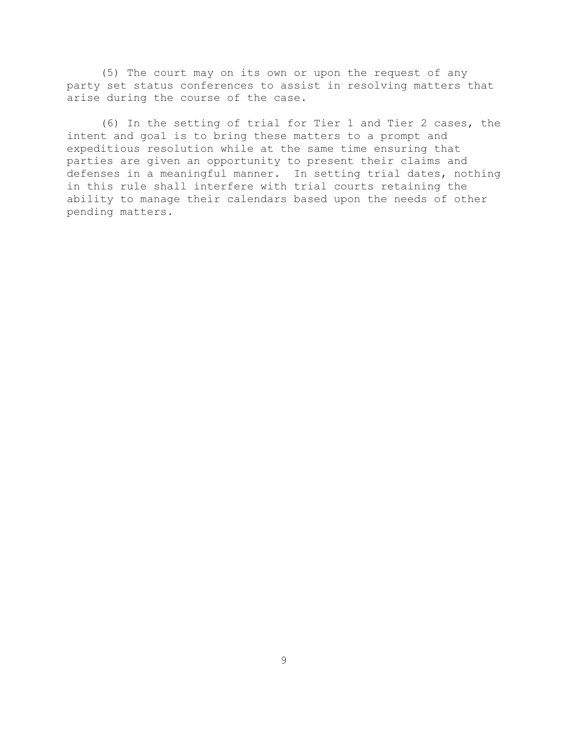(5) The court may on its own or upon the request of any party set status conferences to assist in resolving matters that arise during the course of the case.

(6) In the setting of trial for Tier 1 and Tier 2 cases, the intent and goal is to bring these matters to a prompt and expeditious resolution while at the same time ensuring that parties are given an opportunity to present their claims and defenses in a meaningful manner. In setting trial dates, nothing in this rule shall interfere with trial courts retaining the ability to manage their calendars based upon the needs of other pending matters.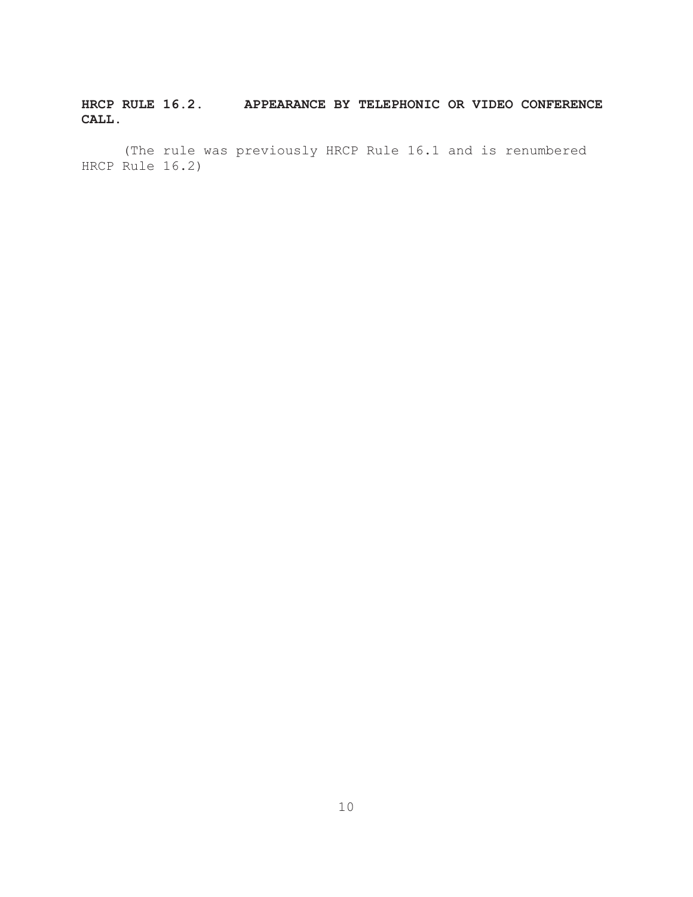**HRCP RULE 16.2. APPEARANCE BY TELEPHONIC OR VIDEO CONFERENCE CALL.**

(The rule was previously HRCP Rule 16.1 and is renumbered HRCP Rule 16.2)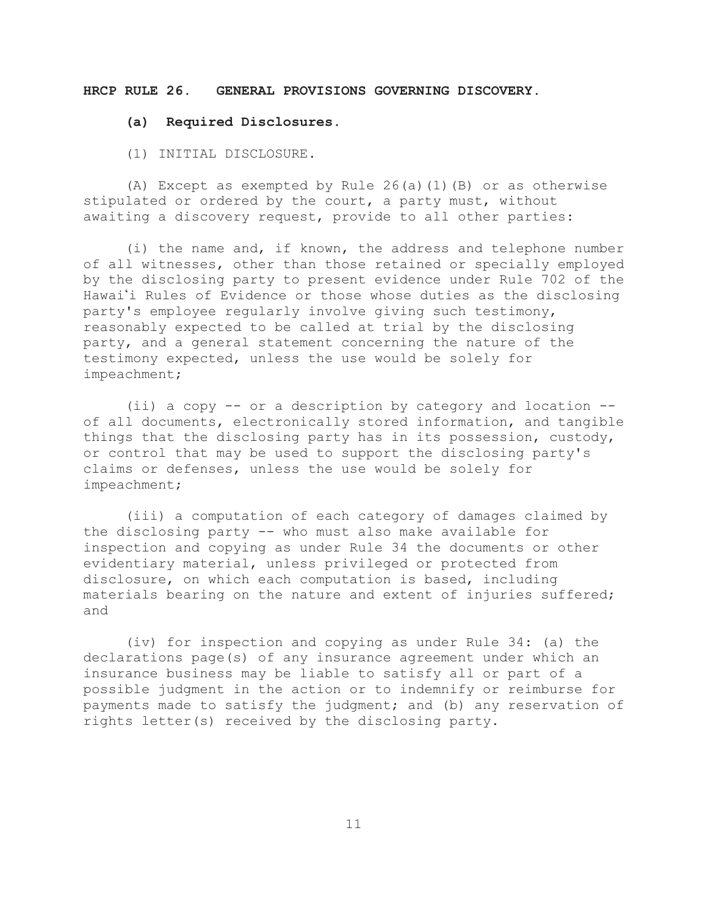**HRCP RULE 26. GENERAL PROVISIONS GOVERNING DISCOVERY.**

**(a) Required Disclosures.**

(1) INITIAL DISCLOSURE.

(A) Except as exempted by Rule 26(a)(1)(B) or as otherwise stipulated or ordered by the court, a party must, without awaiting a discovery request, provide to all other parties:

(i) the name and, if known, the address and telephone number of all witnesses, other than those retained or specially employed by the disclosing party to present evidence under Rule 702 of the Hawaiʻi Rules of Evidence or those whose duties as the disclosing party's employee regularly involve giving such testimony, reasonably expected to be called at trial by the disclosing party, and a general statement concerning the nature of the testimony expected, unless the use would be solely for impeachment;

(ii) a copy -- or a description by category and location -- of all documents, electronically stored information, and tangible things that the disclosing party has in its possession, custody, or control that may be used to support the disclosing party's claims or defenses, unless the use would be solely for impeachment;

(iii) a computation of each category of damages claimed by the disclosing party -- who must also make available for inspection and copying as under Rule 34 the documents or other evidentiary material, unless privileged or protected from disclosure, on which each computation is based, including materials bearing on the nature and extent of injuries suffered; and

(iv) for inspection and copying as under Rule 34: (a) the declarations page(s) of any insurance agreement under which an insurance business may be liable to satisfy all or part of a possible judgment in the action or to indemnify or reimburse for payments made to satisfy the judgment; and (b) any reservation of rights letter(s) received by the disclosing party.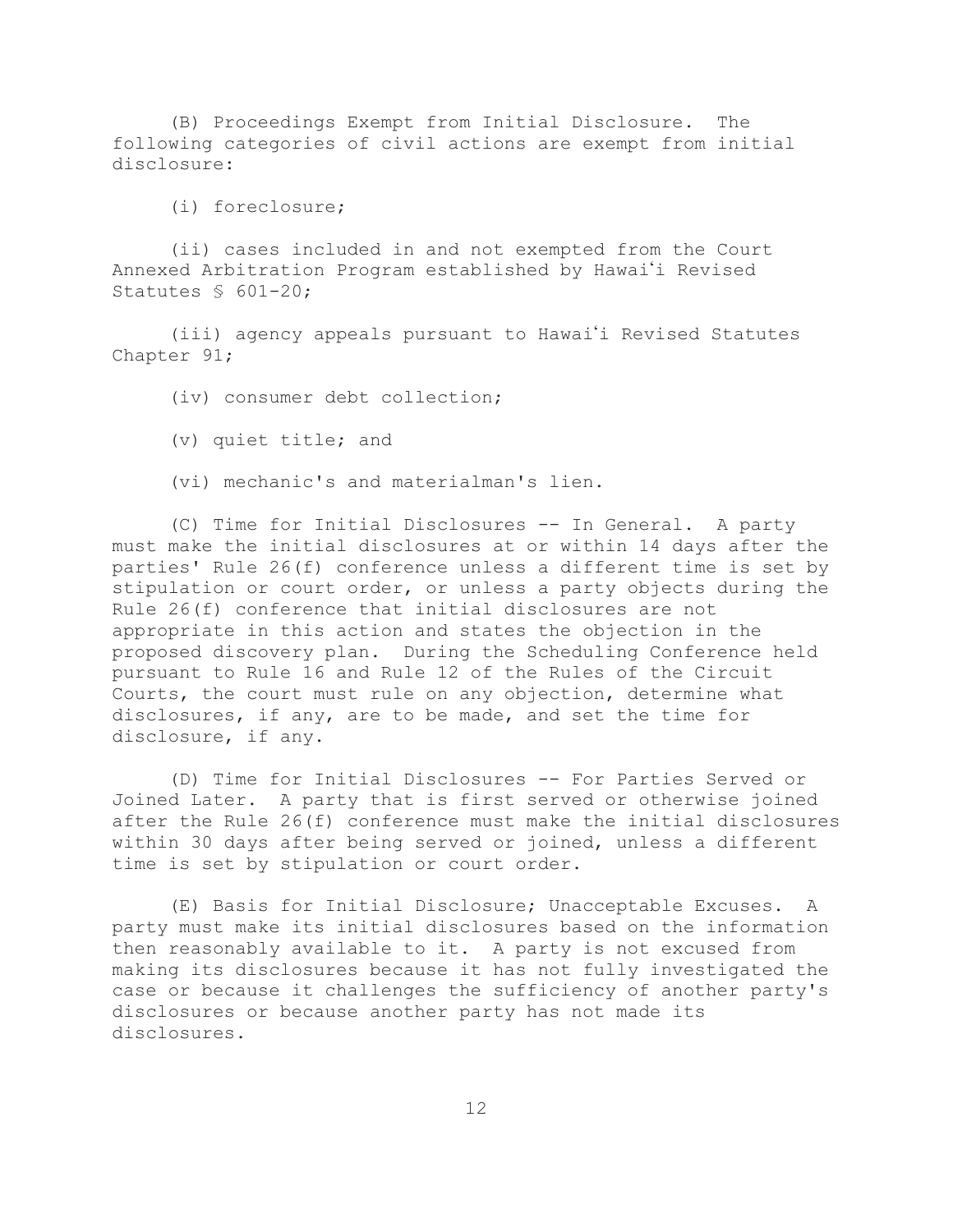(B) Proceedings Exempt from Initial Disclosure. The following categories of civil actions are exempt from initial disclosure:

(i) foreclosure;

(ii) cases included in and not exempted from the Court Annexed Arbitration Program established by Hawaiʻi Revised Statutes § 601-20;

(iii) agency appeals pursuant to Hawaiʻi Revised Statutes Chapter 91;

(iv) consumer debt collection;

(v) quiet title; and

(vi) mechanic's and materialman's lien.

(C) Time for Initial Disclosures -- In General. A party must make the initial disclosures at or within 14 days after the parties' Rule 26(f) conference unless a different time is set by stipulation or court order, or unless a party objects during the Rule 26(f) conference that initial disclosures are not appropriate in this action and states the objection in the proposed discovery plan. During the Scheduling Conference held pursuant to Rule 16 and Rule 12 of the Rules of the Circuit Courts, the court must rule on any objection, determine what disclosures, if any, are to be made, and set the time for disclosure, if any.

(D) Time for Initial Disclosures -- For Parties Served or Joined Later. A party that is first served or otherwise joined after the Rule 26(f) conference must make the initial disclosures within 30 days after being served or joined, unless a different time is set by stipulation or court order.

(E) Basis for Initial Disclosure; Unacceptable Excuses. A party must make its initial disclosures based on the information then reasonably available to it. A party is not excused from making its disclosures because it has not fully investigated the case or because it challenges the sufficiency of another party's disclosures or because another party has not made its disclosures.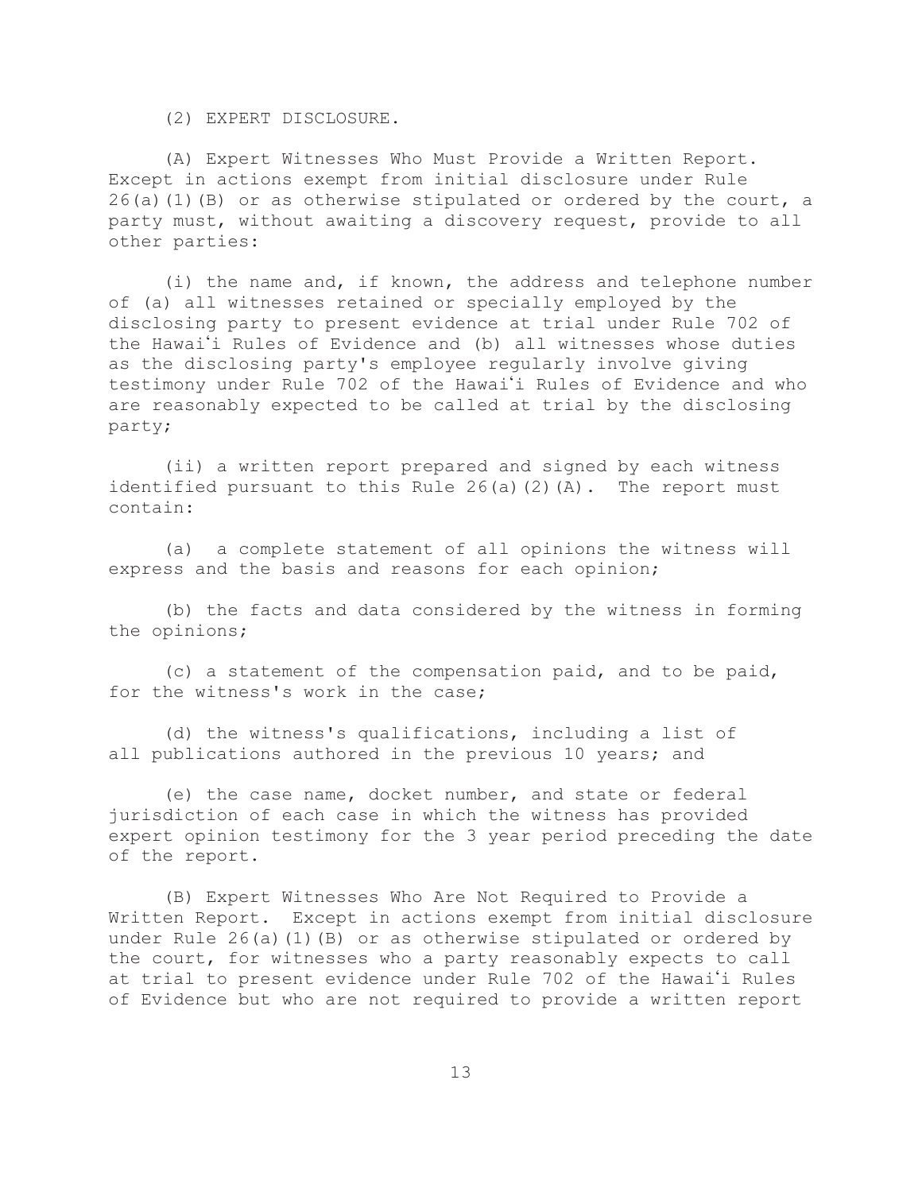(2) EXPERT DISCLOSURE.

(A) Expert Witnesses Who Must Provide a Written Report. Except in actions exempt from initial disclosure under Rule 26(a)(1)(B) or as otherwise stipulated or ordered by the court, a party must, without awaiting a discovery request, provide to all other parties:

(i) the name and, if known, the address and telephone number of (a) all witnesses retained or specially employed by the disclosing party to present evidence at trial under Rule 702 of the Hawaiʻi Rules of Evidence and (b) all witnesses whose duties as the disclosing party's employee regularly involve giving testimony under Rule 702 of the Hawaiʻi Rules of Evidence and who are reasonably expected to be called at trial by the disclosing party;

(ii) a written report prepared and signed by each witness identified pursuant to this Rule 26(a)(2)(A). The report must contain:

(a) a complete statement of all opinions the witness will express and the basis and reasons for each opinion;

(b) the facts and data considered by the witness in forming the opinions;

(c) a statement of the compensation paid, and to be paid, for the witness's work in the case;

(d) the witness's qualifications, including a list of all publications authored in the previous 10 years; and

(e) the case name, docket number, and state or federal jurisdiction of each case in which the witness has provided expert opinion testimony for the 3 year period preceding the date of the report.

(B) Expert Witnesses Who Are Not Required to Provide a Written Report. Except in actions exempt from initial disclosure under Rule 26(a)(1)(B) or as otherwise stipulated or ordered by the court, for witnesses who a party reasonably expects to call at trial to present evidence under Rule 702 of the Hawaiʻi Rules of Evidence but who are not required to provide a written report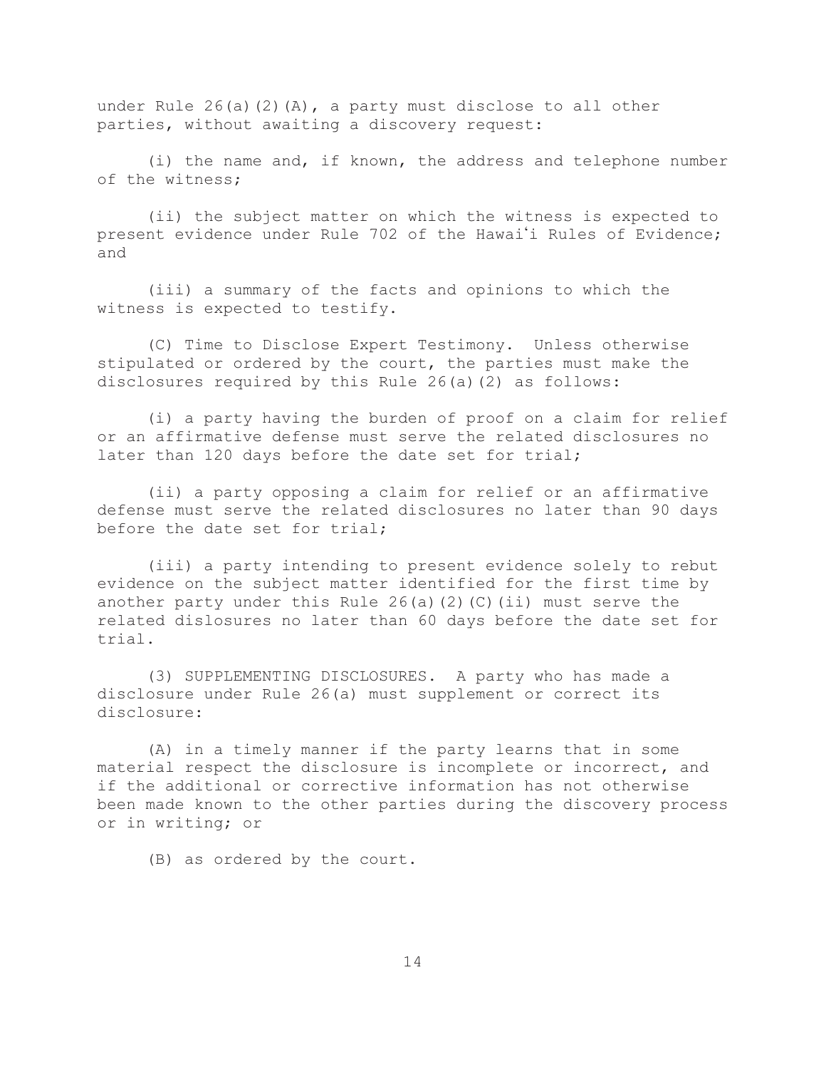under Rule 26(a)(2)(A), a party must disclose to all other parties, without awaiting a discovery request:

(i) the name and, if known, the address and telephone number of the witness;

(ii) the subject matter on which the witness is expected to present evidence under Rule 702 of the Hawaiʻi Rules of Evidence; and

(iii) a summary of the facts and opinions to which the witness is expected to testify.

(C) Time to Disclose Expert Testimony. Unless otherwise stipulated or ordered by the court, the parties must make the disclosures required by this Rule 26(a)(2) as follows:

(i) a party having the burden of proof on a claim for relief or an affirmative defense must serve the related disclosures no later than 120 days before the date set for trial;

(ii) a party opposing a claim for relief or an affirmative defense must serve the related disclosures no later than 90 days before the date set for trial;

(iii) a party intending to present evidence solely to rebut evidence on the subject matter identified for the first time by another party under this Rule 26(a)(2)(C)(ii) must serve the related dislosures no later than 60 days before the date set for trial.

(3) SUPPLEMENTING DISCLOSURES. A party who has made a disclosure under Rule 26(a) must supplement or correct its disclosure:

(A) in a timely manner if the party learns that in some material respect the disclosure is incomplete or incorrect, and if the additional or corrective information has not otherwise been made known to the other parties during the discovery process or in writing; or

(B) as ordered by the court.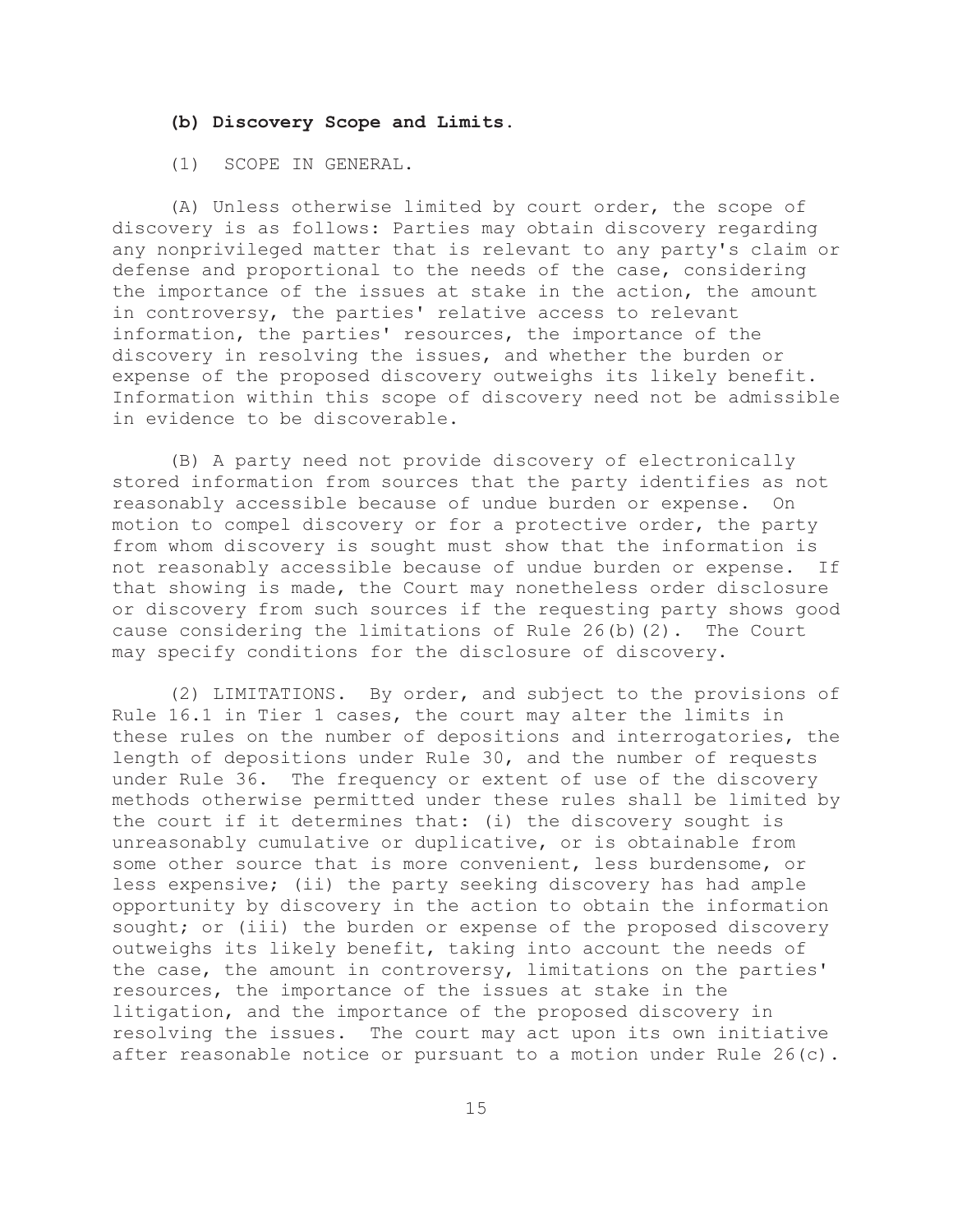**(b) Discovery Scope and Limits.**

(1) SCOPE IN GENERAL.

(A) Unless otherwise limited by court order, the scope of discovery is as follows: Parties may obtain discovery regarding any nonprivileged matter that is relevant to any party's claim or defense and proportional to the needs of the case, considering the importance of the issues at stake in the action, the amount in controversy, the parties' relative access to relevant information, the parties' resources, the importance of the discovery in resolving the issues, and whether the burden or expense of the proposed discovery outweighs its likely benefit. Information within this scope of discovery need not be admissible in evidence to be discoverable.

(B) A party need not provide discovery of electronically stored information from sources that the party identifies as not reasonably accessible because of undue burden or expense. On motion to compel discovery or for a protective order, the party from whom discovery is sought must show that the information is not reasonably accessible because of undue burden or expense. If that showing is made, the Court may nonetheless order disclosure or discovery from such sources if the requesting party shows good cause considering the limitations of Rule 26(b)(2). The Court may specify conditions for the disclosure of discovery.

(2) LIMITATIONS. By order, and subject to the provisions of Rule 16.1 in Tier 1 cases, the court may alter the limits in these rules on the number of depositions and interrogatories, the length of depositions under Rule 30, and the number of requests under Rule 36. The frequency or extent of use of the discovery methods otherwise permitted under these rules shall be limited by the court if it determines that: (i) the discovery sought is unreasonably cumulative or duplicative, or is obtainable from some other source that is more convenient, less burdensome, or less expensive; (ii) the party seeking discovery has had ample opportunity by discovery in the action to obtain the information sought; or (iii) the burden or expense of the proposed discovery outweighs its likely benefit, taking into account the needs of the case, the amount in controversy, limitations on the parties' resources, the importance of the issues at stake in the litigation, and the importance of the proposed discovery in resolving the issues. The court may act upon its own initiative after reasonable notice or pursuant to a motion under Rule 26(c).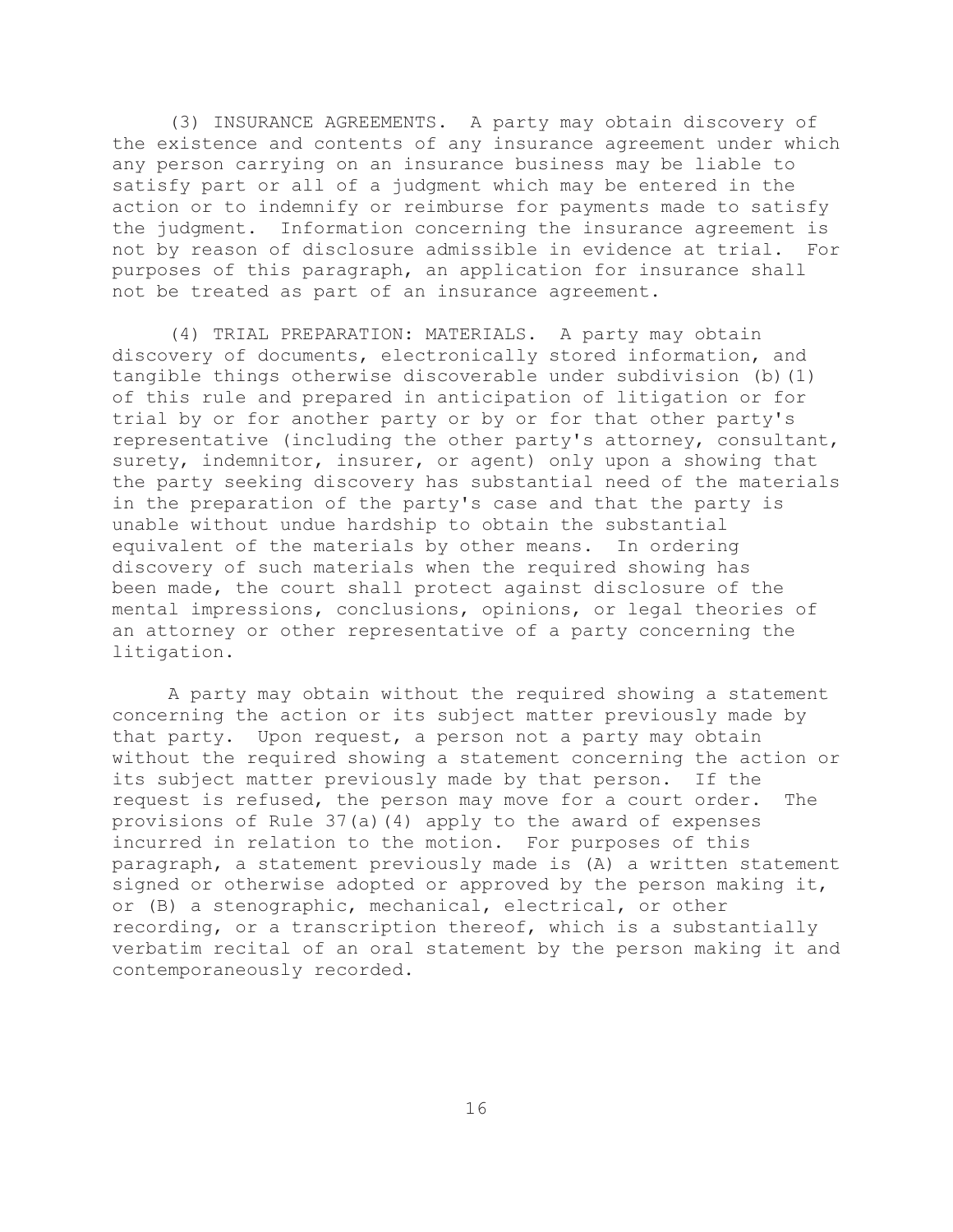(3) INSURANCE AGREEMENTS. A party may obtain discovery of the existence and contents of any insurance agreement under which any person carrying on an insurance business may be liable to satisfy part or all of a judgment which may be entered in the action or to indemnify or reimburse for payments made to satisfy the judgment. Information concerning the insurance agreement is not by reason of disclosure admissible in evidence at trial. For purposes of this paragraph, an application for insurance shall not be treated as part of an insurance agreement.

(4) TRIAL PREPARATION: MATERIALS. A party may obtain discovery of documents, electronically stored information, and tangible things otherwise discoverable under subdivision (b)(1) of this rule and prepared in anticipation of litigation or for trial by or for another party or by or for that other party's representative (including the other party's attorney, consultant, surety, indemnitor, insurer, or agent) only upon a showing that the party seeking discovery has substantial need of the materials in the preparation of the party's case and that the party is unable without undue hardship to obtain the substantial equivalent of the materials by other means. In ordering discovery of such materials when the required showing has been made, the court shall protect against disclosure of the mental impressions, conclusions, opinions, or legal theories of an attorney or other representative of a party concerning the litigation.

A party may obtain without the required showing a statement concerning the action or its subject matter previously made by that party. Upon request, a person not a party may obtain without the required showing a statement concerning the action or its subject matter previously made by that person. If the request is refused, the person may move for a court order. The provisions of Rule 37(a)(4) apply to the award of expenses incurred in relation to the motion. For purposes of this paragraph, a statement previously made is (A) a written statement signed or otherwise adopted or approved by the person making it, or (B) a stenographic, mechanical, electrical, or other recording, or a transcription thereof, which is a substantially verbatim recital of an oral statement by the person making it and contemporaneously recorded.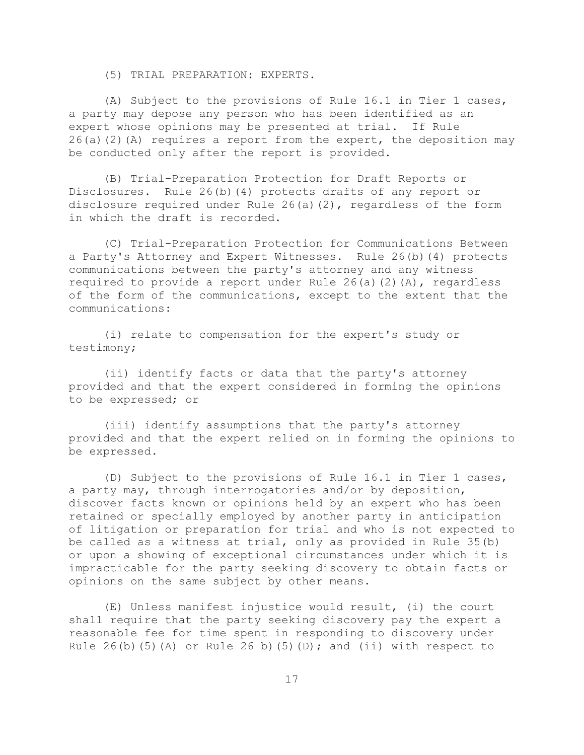(5) TRIAL PREPARATION: EXPERTS.

(A) Subject to the provisions of Rule 16.1 in Tier 1 cases, a party may depose any person who has been identified as an expert whose opinions may be presented at trial. If Rule 26(a)(2)(A) requires a report from the expert, the deposition may be conducted only after the report is provided.

(B) Trial-Preparation Protection for Draft Reports or Disclosures. Rule 26(b)(4) protects drafts of any report or disclosure required under Rule 26(a)(2), regardless of the form in which the draft is recorded.

(C) Trial-Preparation Protection for Communications Between a Party's Attorney and Expert Witnesses. Rule 26(b)(4) protects communications between the party's attorney and any witness required to provide a report under Rule 26(a)(2)(A), regardless of the form of the communications, except to the extent that the communications:

(i) relate to compensation for the expert's study or testimony;

(ii) identify facts or data that the party's attorney provided and that the expert considered in forming the opinions to be expressed; or

(iii) identify assumptions that the party's attorney provided and that the expert relied on in forming the opinions to be expressed.

(D) Subject to the provisions of Rule 16.1 in Tier 1 cases, a party may, through interrogatories and/or by deposition, discover facts known or opinions held by an expert who has been retained or specially employed by another party in anticipation of litigation or preparation for trial and who is not expected to be called as a witness at trial, only as provided in Rule 35(b) or upon a showing of exceptional circumstances under which it is impracticable for the party seeking discovery to obtain facts or opinions on the same subject by other means.

(E) Unless manifest injustice would result, (i) the court shall require that the party seeking discovery pay the expert a reasonable fee for time spent in responding to discovery under Rule 26(b)(5)(A) or Rule 26 b)(5)(D); and (ii) with respect to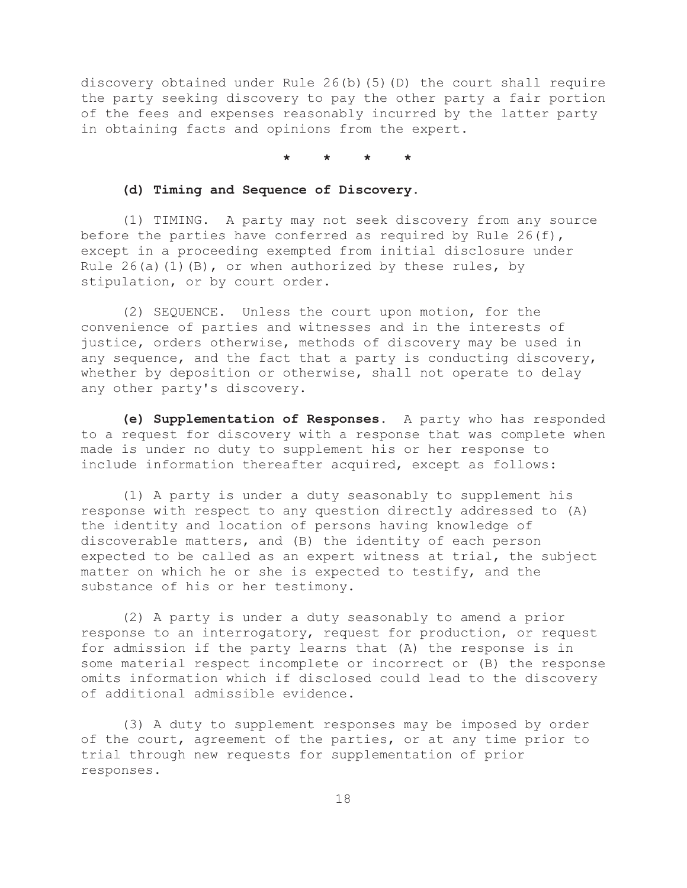discovery obtained under Rule 26(b)(5)(D) the court shall require the party seeking discovery to pay the other party a fair portion of the fees and expenses reasonably incurred by the latter party in obtaining facts and opinions from the expert.

\*    \*    \*    \*

**(d) Timing and Sequence of Discovery.**

(1) TIMING. A party may not seek discovery from any source before the parties have conferred as required by Rule 26(f), except in a proceeding exempted from initial disclosure under Rule 26(a)(1)(B), or when authorized by these rules, by stipulation, or by court order.

(2) SEQUENCE. Unless the court upon motion, for the convenience of parties and witnesses and in the interests of justice, orders otherwise, methods of discovery may be used in any sequence, and the fact that a party is conducting discovery, whether by deposition or otherwise, shall not operate to delay any other party's discovery.

**(e) Supplementation of Responses.** A party who has responded to a request for discovery with a response that was complete when made is under no duty to supplement his or her response to include information thereafter acquired, except as follows:

(1) A party is under a duty seasonably to supplement his response with respect to any question directly addressed to (A) the identity and location of persons having knowledge of discoverable matters, and (B) the identity of each person expected to be called as an expert witness at trial, the subject matter on which he or she is expected to testify, and the substance of his or her testimony.

(2) A party is under a duty seasonably to amend a prior response to an interrogatory, request for production, or request for admission if the party learns that (A) the response is in some material respect incomplete or incorrect or (B) the response omits information which if disclosed could lead to the discovery of additional admissible evidence.

(3) A duty to supplement responses may be imposed by order of the court, agreement of the parties, or at any time prior to trial through new requests for supplementation of prior responses.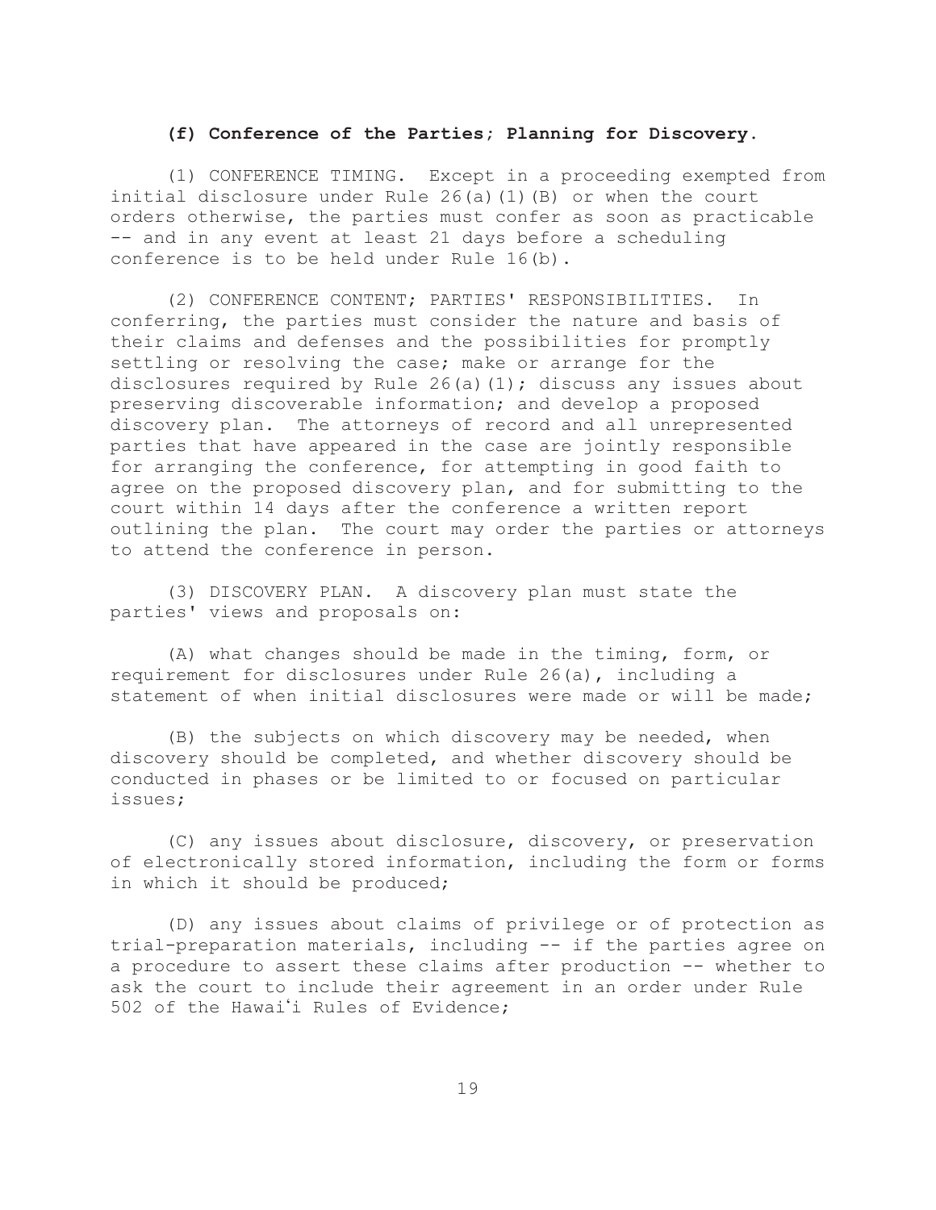**(f) Conference of the Parties; Planning for Discovery.**

(1) CONFERENCE TIMING. Except in a proceeding exempted from initial disclosure under Rule 26(a)(1)(B) or when the court orders otherwise, the parties must confer as soon as practicable -- and in any event at least 21 days before a scheduling conference is to be held under Rule 16(b).

(2) CONFERENCE CONTENT; PARTIES' RESPONSIBILITIES. In conferring, the parties must consider the nature and basis of their claims and defenses and the possibilities for promptly settling or resolving the case; make or arrange for the disclosures required by Rule 26(a)(1); discuss any issues about preserving discoverable information; and develop a proposed discovery plan. The attorneys of record and all unrepresented parties that have appeared in the case are jointly responsible for arranging the conference, for attempting in good faith to agree on the proposed discovery plan, and for submitting to the court within 14 days after the conference a written report outlining the plan. The court may order the parties or attorneys to attend the conference in person.

(3) DISCOVERY PLAN. A discovery plan must state the parties' views and proposals on:

(A) what changes should be made in the timing, form, or requirement for disclosures under Rule 26(a), including a statement of when initial disclosures were made or will be made;

(B) the subjects on which discovery may be needed, when discovery should be completed, and whether discovery should be conducted in phases or be limited to or focused on particular issues;

(C) any issues about disclosure, discovery, or preservation of electronically stored information, including the form or forms in which it should be produced;

(D) any issues about claims of privilege or of protection as trial-preparation materials, including -- if the parties agree on a procedure to assert these claims after production -- whether to ask the court to include their agreement in an order under Rule 502 of the Hawaiʻi Rules of Evidence;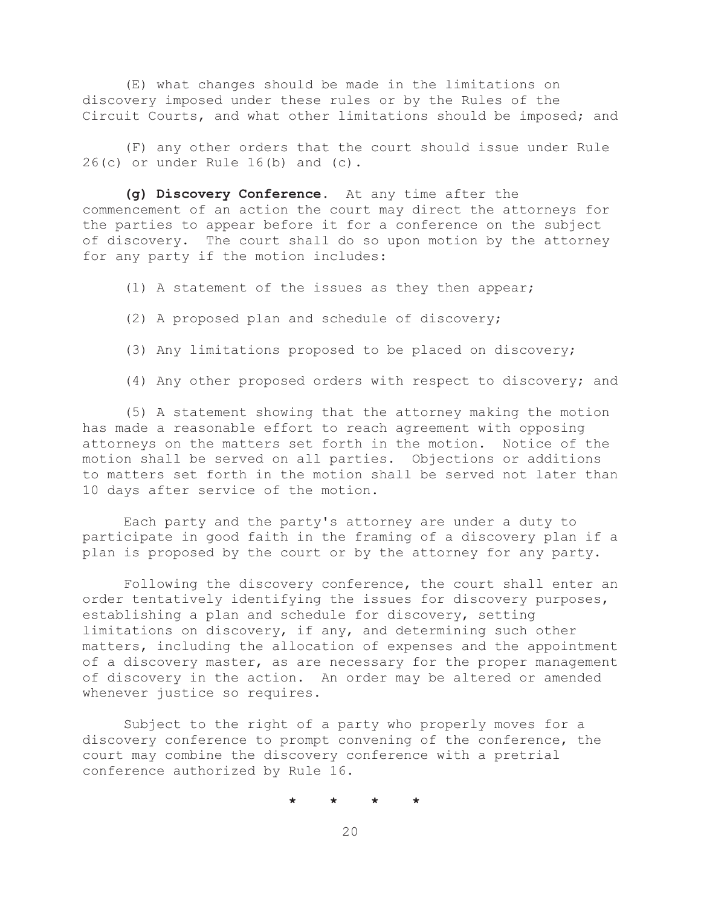(E) what changes should be made in the limitations on discovery imposed under these rules or by the Rules of the Circuit Courts, and what other limitations should be imposed; and

(F) any other orders that the court should issue under Rule 26(c) or under Rule 16(b) and (c).

**(g) Discovery Conference.** At any time after the commencement of an action the court may direct the attorneys for the parties to appear before it for a conference on the subject of discovery. The court shall do so upon motion by the attorney for any party if the motion includes:

(1) A statement of the issues as they then appear;

(2) A proposed plan and schedule of discovery;

(3) Any limitations proposed to be placed on discovery;

(4) Any other proposed orders with respect to discovery; and

(5) A statement showing that the attorney making the motion has made a reasonable effort to reach agreement with opposing attorneys on the matters set forth in the motion. Notice of the motion shall be served on all parties. Objections or additions to matters set forth in the motion shall be served not later than 10 days after service of the motion.

Each party and the party's attorney are under a duty to participate in good faith in the framing of a discovery plan if a plan is proposed by the court or by the attorney for any party.

Following the discovery conference, the court shall enter an order tentatively identifying the issues for discovery purposes, establishing a plan and schedule for discovery, setting limitations on discovery, if any, and determining such other matters, including the allocation of expenses and the appointment of a discovery master, as are necessary for the proper management of discovery in the action. An order may be altered or amended whenever justice so requires.

Subject to the right of a party who properly moves for a discovery conference to prompt convening of the conference, the court may combine the discovery conference with a pretrial conference authorized by Rule 16.

\* \* \* \*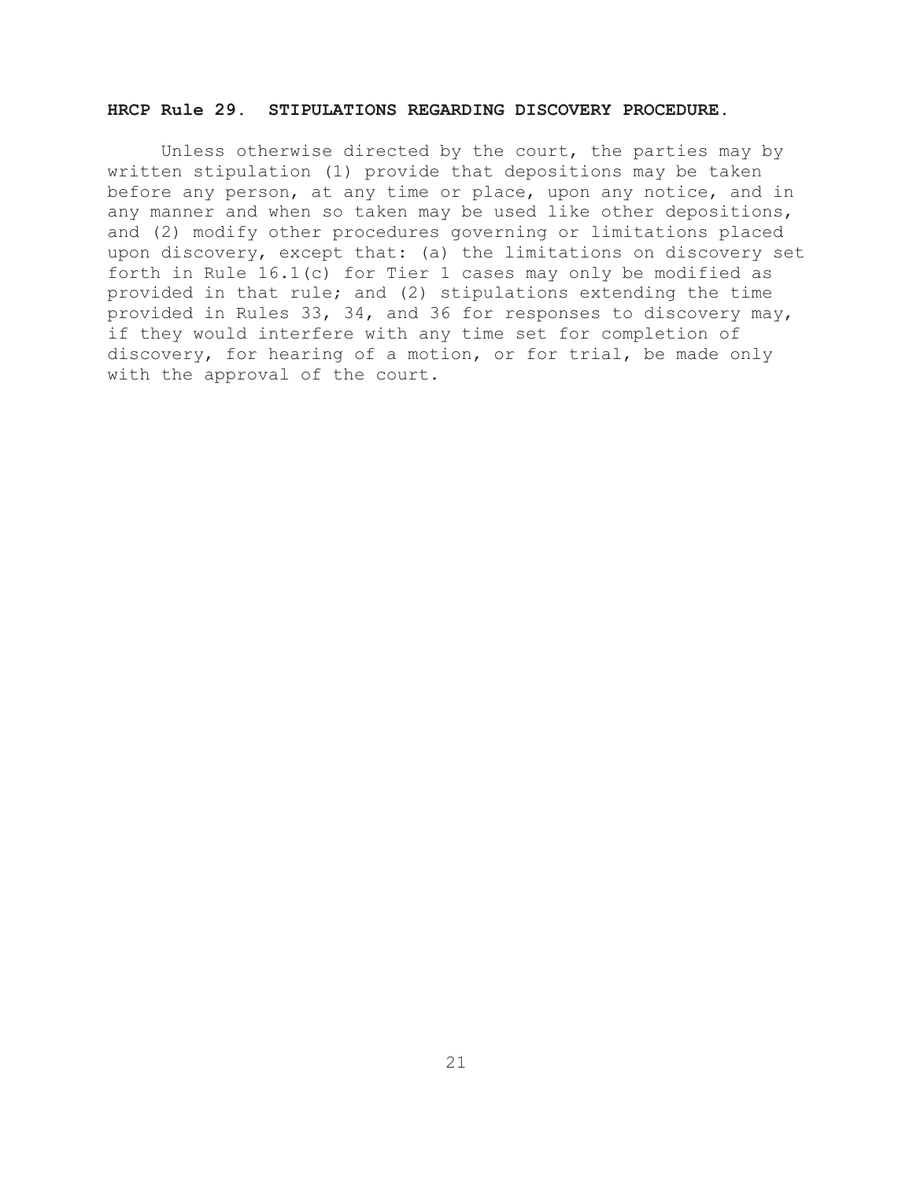**HRCP Rule 29. STIPULATIONS REGARDING DISCOVERY PROCEDURE.**

Unless otherwise directed by the court, the parties may by written stipulation (1) provide that depositions may be taken before any person, at any time or place, upon any notice, and in any manner and when so taken may be used like other depositions, and (2) modify other procedures governing or limitations placed upon discovery, except that: (a) the limitations on discovery set forth in Rule 16.1(c) for Tier 1 cases may only be modified as provided in that rule; and (2) stipulations extending the time provided in Rules 33, 34, and 36 for responses to discovery may, if they would interfere with any time set for completion of discovery, for hearing of a motion, or for trial, be made only with the approval of the court.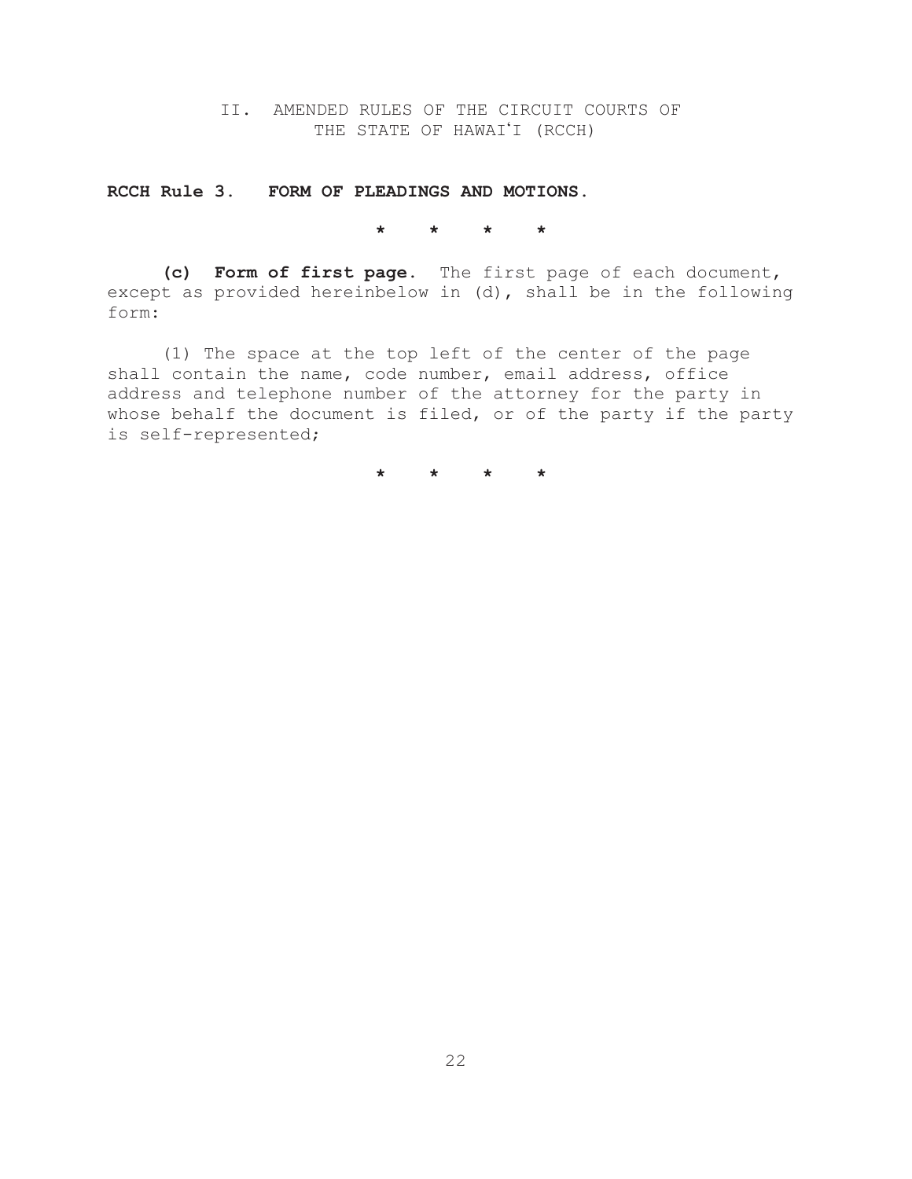## II. AMENDED RULES OF THE CIRCUIT COURTS OF THE STATE OF HAWAIʻI (RCCH)

**RCCH Rule 3. FORM OF PLEADINGS AND MOTIONS.**

* * * *

**(c) Form of first page.** The first page of each document, except as provided hereinbelow in (d), shall be in the following form:

(1) The space at the top left of the center of the page shall contain the name, code number, email address, office address and telephone number of the attorney for the party in whose behalf the document is filed, or of the party if the party is self-represented;

* * * *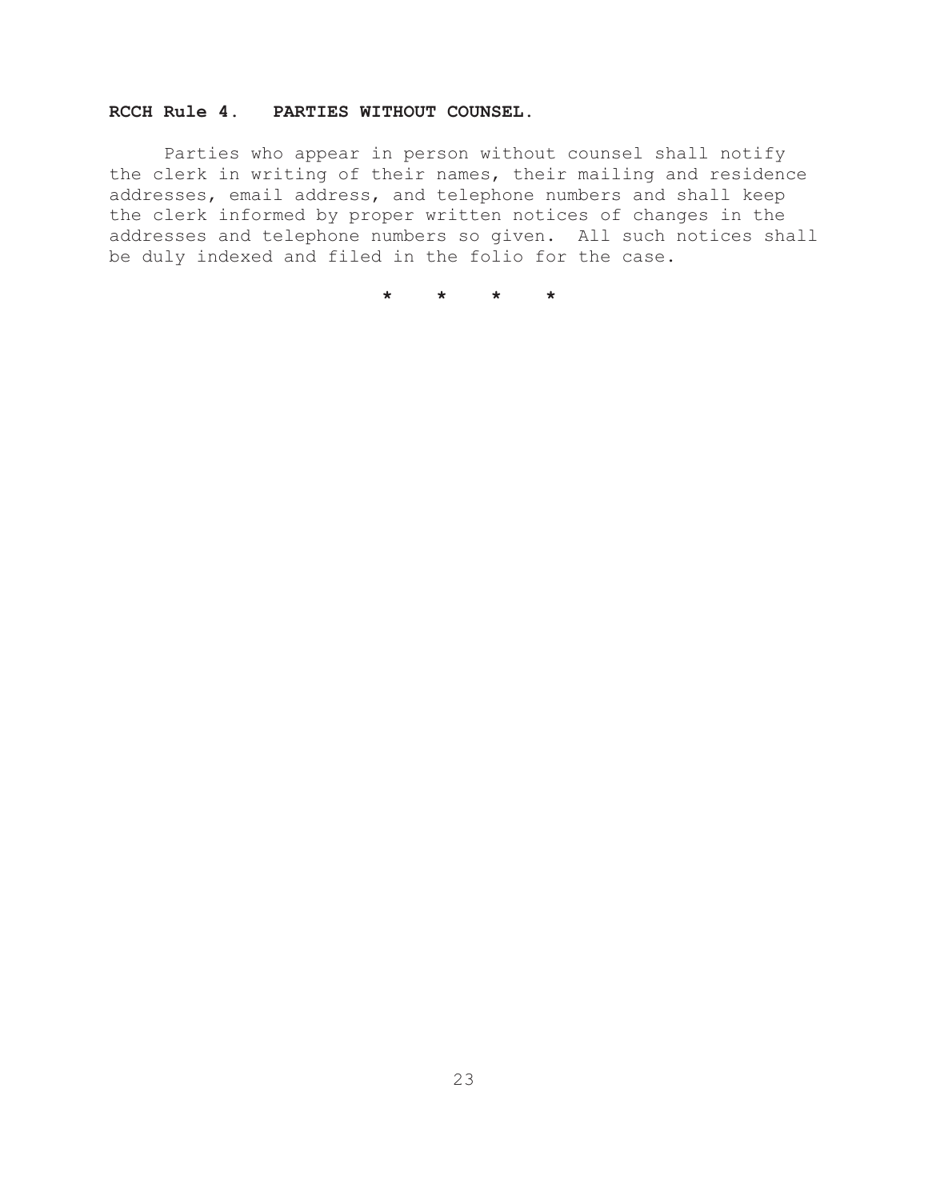**RCCH Rule 4. PARTIES WITHOUT COUNSEL.**

Parties who appear in person without counsel shall notify the clerk in writing of their names, their mailing and residence addresses, email address, and telephone numbers and shall keep the clerk informed by proper written notices of changes in the addresses and telephone numbers so given. All such notices shall be duly indexed and filed in the folio for the case.

\* \* \* \*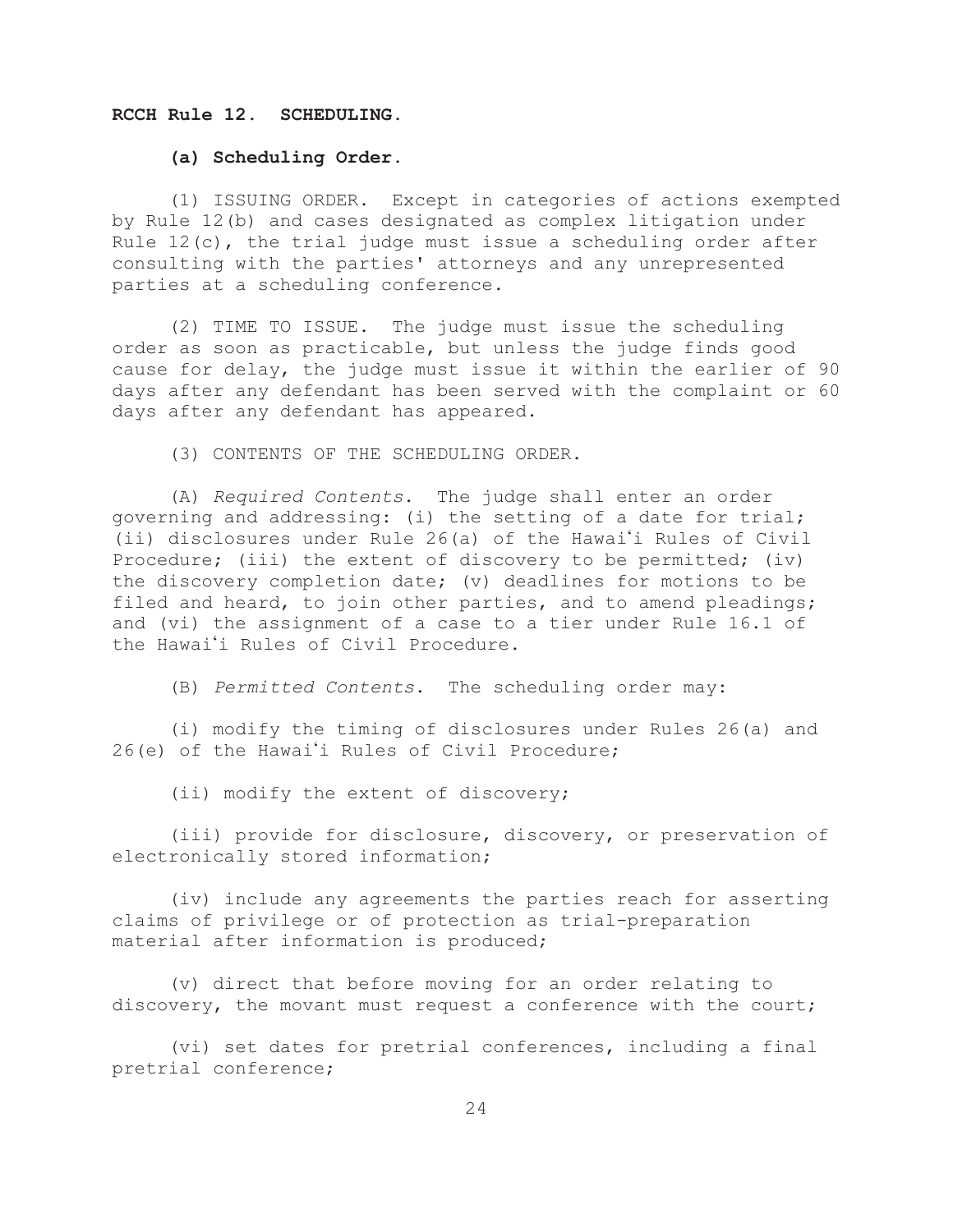**RCCH Rule 12. SCHEDULING.**

**(a) Scheduling Order.**

(1) ISSUING ORDER. Except in categories of actions exempted by Rule 12(b) and cases designated as complex litigation under Rule 12(c), the trial judge must issue a scheduling order after consulting with the parties' attorneys and any unrepresented parties at a scheduling conference.

(2) TIME TO ISSUE. The judge must issue the scheduling order as soon as practicable, but unless the judge finds good cause for delay, the judge must issue it within the earlier of 90 days after any defendant has been served with the complaint or 60 days after any defendant has appeared.

(3) CONTENTS OF THE SCHEDULING ORDER.

(A) *Required Contents*. The judge shall enter an order governing and addressing: (i) the setting of a date for trial; (ii) disclosures under Rule 26(a) of the Hawaiʻi Rules of Civil Procedure; (iii) the extent of discovery to be permitted; (iv) the discovery completion date; (v) deadlines for motions to be filed and heard, to join other parties, and to amend pleadings; and (vi) the assignment of a case to a tier under Rule 16.1 of the Hawaiʻi Rules of Civil Procedure.

(B) *Permitted Contents*. The scheduling order may:

(i) modify the timing of disclosures under Rules 26(a) and 26(e) of the Hawaiʻi Rules of Civil Procedure;

(ii) modify the extent of discovery;

(iii) provide for disclosure, discovery, or preservation of electronically stored information;

(iv) include any agreements the parties reach for asserting claims of privilege or of protection as trial-preparation material after information is produced;

(v) direct that before moving for an order relating to discovery, the movant must request a conference with the court;

(vi) set dates for pretrial conferences, including a final pretrial conference;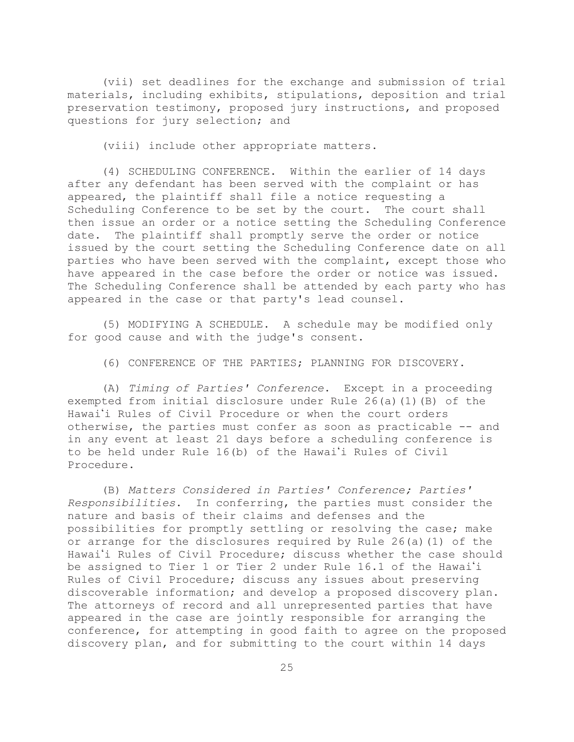(vii) set deadlines for the exchange and submission of trial materials, including exhibits, stipulations, deposition and trial preservation testimony, proposed jury instructions, and proposed questions for jury selection; and

(viii) include other appropriate matters.

(4) SCHEDULING CONFERENCE. Within the earlier of 14 days after any defendant has been served with the complaint or has appeared, the plaintiff shall file a notice requesting a Scheduling Conference to be set by the court. The court shall then issue an order or a notice setting the Scheduling Conference date. The plaintiff shall promptly serve the order or notice issued by the court setting the Scheduling Conference date on all parties who have been served with the complaint, except those who have appeared in the case before the order or notice was issued. The Scheduling Conference shall be attended by each party who has appeared in the case or that party's lead counsel.

(5) MODIFYING A SCHEDULE. A schedule may be modified only for good cause and with the judge's consent.

(6) CONFERENCE OF THE PARTIES; PLANNING FOR DISCOVERY.

(A) *Timing of Parties' Conference*. Except in a proceeding exempted from initial disclosure under Rule 26(a)(1)(B) of the Hawaiʻi Rules of Civil Procedure or when the court orders otherwise, the parties must confer as soon as practicable -- and in any event at least 21 days before a scheduling conference is to be held under Rule 16(b) of the Hawaiʻi Rules of Civil Procedure.

(B) *Matters Considered in Parties' Conference; Parties' Responsibilities*. In conferring, the parties must consider the nature and basis of their claims and defenses and the possibilities for promptly settling or resolving the case; make or arrange for the disclosures required by Rule 26(a)(1) of the Hawaiʻi Rules of Civil Procedure; discuss whether the case should be assigned to Tier 1 or Tier 2 under Rule 16.1 of the Hawaiʻi Rules of Civil Procedure; discuss any issues about preserving discoverable information; and develop a proposed discovery plan. The attorneys of record and all unrepresented parties that have appeared in the case are jointly responsible for arranging the conference, for attempting in good faith to agree on the proposed discovery plan, and for submitting to the court within 14 days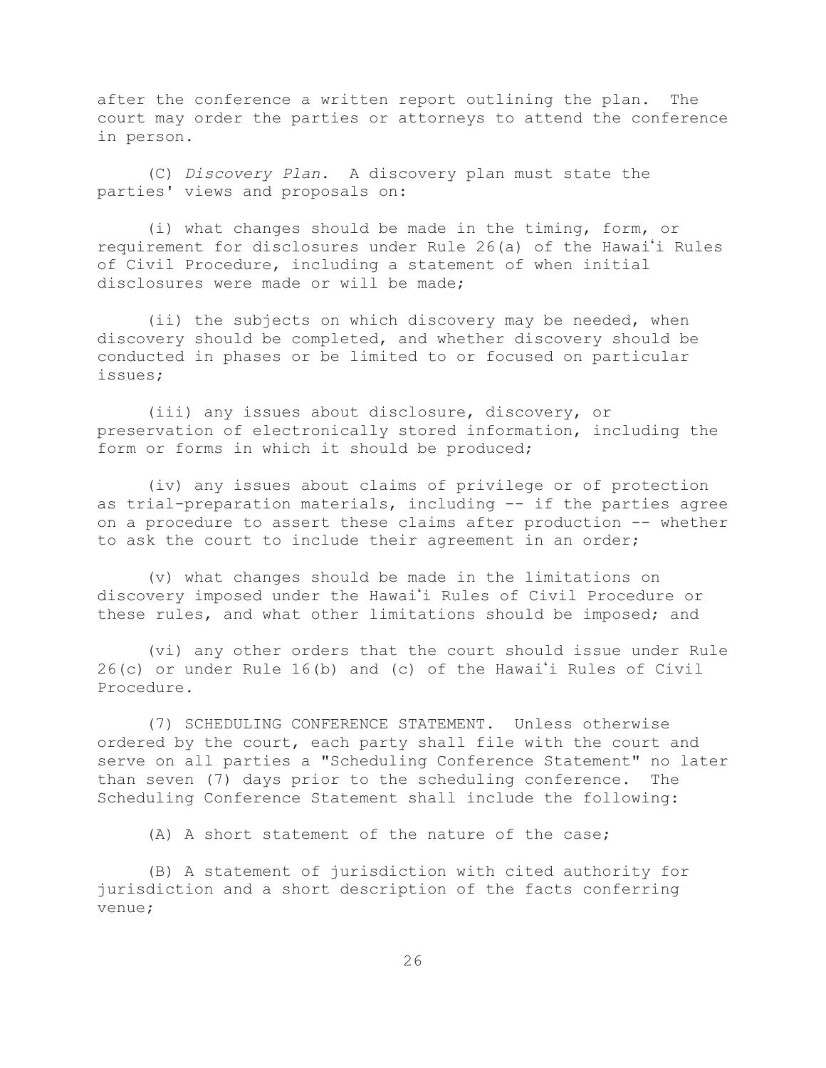after the conference a written report outlining the plan. The court may order the parties or attorneys to attend the conference in person.

(C) *Discovery Plan*. A discovery plan must state the parties' views and proposals on:

(i) what changes should be made in the timing, form, or requirement for disclosures under Rule 26(a) of the Hawaiʻi Rules of Civil Procedure, including a statement of when initial disclosures were made or will be made;

(ii) the subjects on which discovery may be needed, when discovery should be completed, and whether discovery should be conducted in phases or be limited to or focused on particular issues;

(iii) any issues about disclosure, discovery, or preservation of electronically stored information, including the form or forms in which it should be produced;

(iv) any issues about claims of privilege or of protection as trial-preparation materials, including -- if the parties agree on a procedure to assert these claims after production -- whether to ask the court to include their agreement in an order;

(v) what changes should be made in the limitations on discovery imposed under the Hawaiʻi Rules of Civil Procedure or these rules, and what other limitations should be imposed; and

(vi) any other orders that the court should issue under Rule 26(c) or under Rule 16(b) and (c) of the Hawaiʻi Rules of Civil Procedure.

(7) SCHEDULING CONFERENCE STATEMENT. Unless otherwise ordered by the court, each party shall file with the court and serve on all parties a "Scheduling Conference Statement" no later than seven (7) days prior to the scheduling conference. The Scheduling Conference Statement shall include the following:

(A) A short statement of the nature of the case;

(B) A statement of jurisdiction with cited authority for jurisdiction and a short description of the facts conferring venue;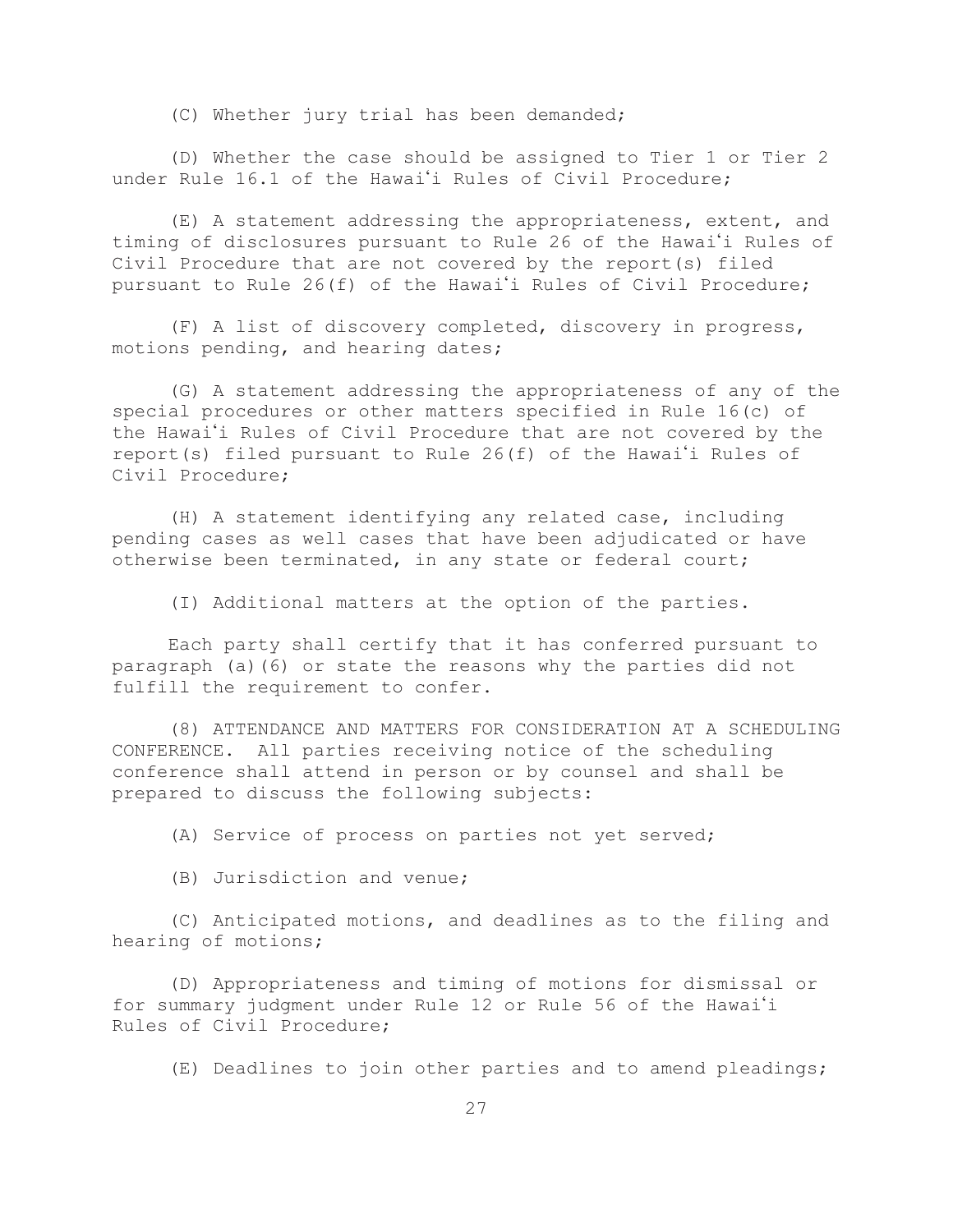(C) Whether jury trial has been demanded;

(D) Whether the case should be assigned to Tier 1 or Tier 2 under Rule 16.1 of the Hawaiʻi Rules of Civil Procedure;

(E) A statement addressing the appropriateness, extent, and timing of disclosures pursuant to Rule 26 of the Hawaiʻi Rules of Civil Procedure that are not covered by the report(s) filed pursuant to Rule 26(f) of the Hawaiʻi Rules of Civil Procedure;

(F) A list of discovery completed, discovery in progress, motions pending, and hearing dates;

(G) A statement addressing the appropriateness of any of the special procedures or other matters specified in Rule 16(c) of the Hawaiʻi Rules of Civil Procedure that are not covered by the report(s) filed pursuant to Rule 26(f) of the Hawaiʻi Rules of Civil Procedure;

(H) A statement identifying any related case, including pending cases as well cases that have been adjudicated or have otherwise been terminated, in any state or federal court;

(I) Additional matters at the option of the parties.

Each party shall certify that it has conferred pursuant to paragraph (a)(6) or state the reasons why the parties did not fulfill the requirement to confer.

(8) ATTENDANCE AND MATTERS FOR CONSIDERATION AT A SCHEDULING CONFERENCE. All parties receiving notice of the scheduling conference shall attend in person or by counsel and shall be prepared to discuss the following subjects:

(A) Service of process on parties not yet served;

(B) Jurisdiction and venue;

(C) Anticipated motions, and deadlines as to the filing and hearing of motions;

(D) Appropriateness and timing of motions for dismissal or for summary judgment under Rule 12 or Rule 56 of the Hawaiʻi Rules of Civil Procedure;

(E) Deadlines to join other parties and to amend pleadings;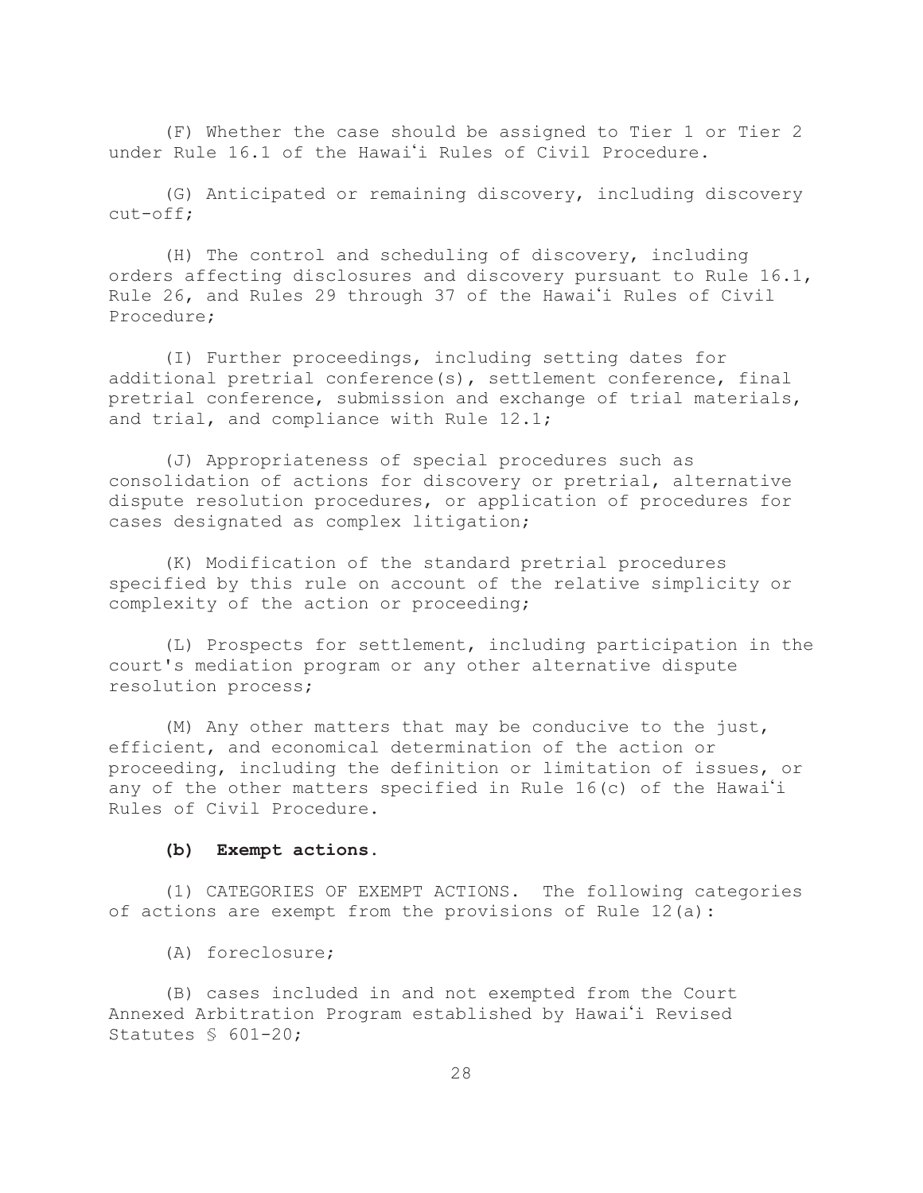(F) Whether the case should be assigned to Tier 1 or Tier 2 under Rule 16.1 of the Hawaiʻi Rules of Civil Procedure.

(G) Anticipated or remaining discovery, including discovery cut-off;

(H) The control and scheduling of discovery, including orders affecting disclosures and discovery pursuant to Rule 16.1, Rule 26, and Rules 29 through 37 of the Hawaiʻi Rules of Civil Procedure;

(I) Further proceedings, including setting dates for additional pretrial conference(s), settlement conference, final pretrial conference, submission and exchange of trial materials, and trial, and compliance with Rule 12.1;

(J) Appropriateness of special procedures such as consolidation of actions for discovery or pretrial, alternative dispute resolution procedures, or application of procedures for cases designated as complex litigation;

(K) Modification of the standard pretrial procedures specified by this rule on account of the relative simplicity or complexity of the action or proceeding;

(L) Prospects for settlement, including participation in the court's mediation program or any other alternative dispute resolution process;

(M) Any other matters that may be conducive to the just, efficient, and economical determination of the action or proceeding, including the definition or limitation of issues, or any of the other matters specified in Rule 16(c) of the Hawaiʻi Rules of Civil Procedure.

**(b) Exempt actions.**

(1) CATEGORIES OF EXEMPT ACTIONS. The following categories of actions are exempt from the provisions of Rule 12(a):

(A) foreclosure;

(B) cases included in and not exempted from the Court Annexed Arbitration Program established by Hawaiʻi Revised Statutes § 601-20;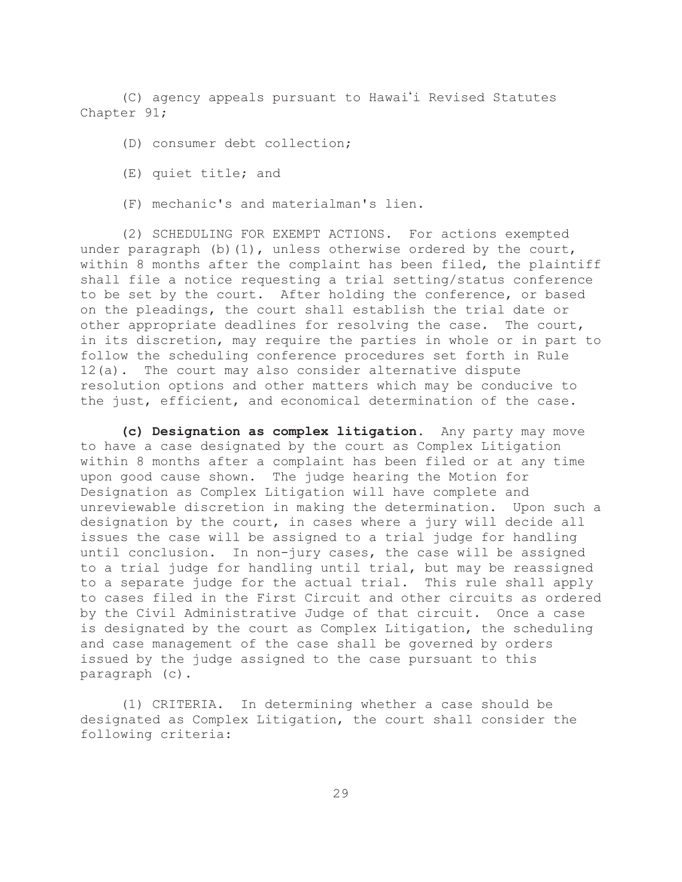(C) agency appeals pursuant to Hawaiʻi Revised Statutes Chapter 91;

(D) consumer debt collection;

(E) quiet title; and

(F) mechanic's and materialman's lien.

(2) SCHEDULING FOR EXEMPT ACTIONS. For actions exempted under paragraph (b)(1), unless otherwise ordered by the court, within 8 months after the complaint has been filed, the plaintiff shall file a notice requesting a trial setting/status conference to be set by the court. After holding the conference, or based on the pleadings, the court shall establish the trial date or other appropriate deadlines for resolving the case. The court, in its discretion, may require the parties in whole or in part to follow the scheduling conference procedures set forth in Rule 12(a). The court may also consider alternative dispute resolution options and other matters which may be conducive to the just, efficient, and economical determination of the case.

**(c) Designation as complex litigation.** Any party may move to have a case designated by the court as Complex Litigation within 8 months after a complaint has been filed or at any time upon good cause shown. The judge hearing the Motion for Designation as Complex Litigation will have complete and unreviewable discretion in making the determination. Upon such a designation by the court, in cases where a jury will decide all issues the case will be assigned to a trial judge for handling until conclusion. In non-jury cases, the case will be assigned to a trial judge for handling until trial, but may be reassigned to a separate judge for the actual trial. This rule shall apply to cases filed in the First Circuit and other circuits as ordered by the Civil Administrative Judge of that circuit. Once a case is designated by the court as Complex Litigation, the scheduling and case management of the case shall be governed by orders issued by the judge assigned to the case pursuant to this paragraph (c).

(1) CRITERIA. In determining whether a case should be designated as Complex Litigation, the court shall consider the following criteria: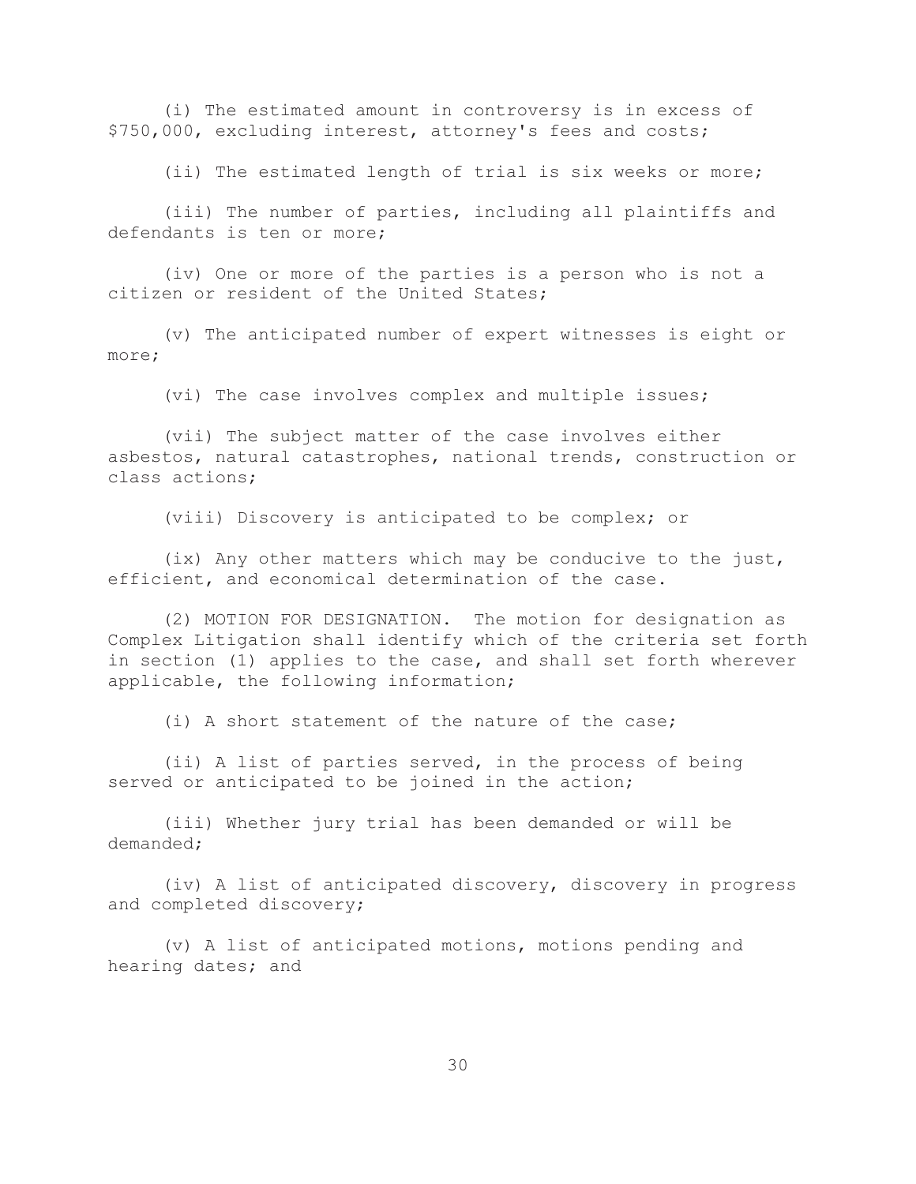(i) The estimated amount in controversy is in excess of $750,000, excluding interest, attorney's fees and costs;

(ii) The estimated length of trial is six weeks or more;

(iii) The number of parties, including all plaintiffs and defendants is ten or more;

(iv) One or more of the parties is a person who is not a citizen or resident of the United States;

(v) The anticipated number of expert witnesses is eight or more;

(vi) The case involves complex and multiple issues;

(vii) The subject matter of the case involves either asbestos, natural catastrophes, national trends, construction or class actions;

(viii) Discovery is anticipated to be complex; or

(ix) Any other matters which may be conducive to the just, efficient, and economical determination of the case.

(2) MOTION FOR DESIGNATION. The motion for designation as Complex Litigation shall identify which of the criteria set forth in section (1) applies to the case, and shall set forth wherever applicable, the following information;

(i) A short statement of the nature of the case;

(ii) A list of parties served, in the process of being served or anticipated to be joined in the action;

(iii) Whether jury trial has been demanded or will be demanded;

(iv) A list of anticipated discovery, discovery in progress and completed discovery;

(v) A list of anticipated motions, motions pending and hearing dates; and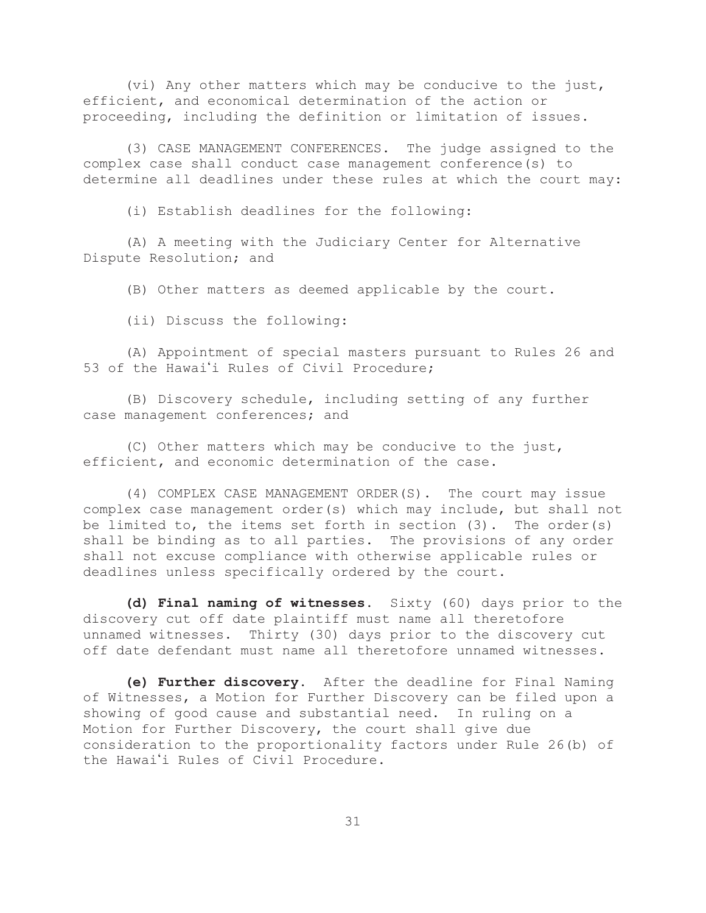(vi) Any other matters which may be conducive to the just, efficient, and economical determination of the action or proceeding, including the definition or limitation of issues.

(3) CASE MANAGEMENT CONFERENCES. The judge assigned to the complex case shall conduct case management conference(s) to determine all deadlines under these rules at which the court may:

(i) Establish deadlines for the following:

(A) A meeting with the Judiciary Center for Alternative Dispute Resolution; and

(B) Other matters as deemed applicable by the court.

(ii) Discuss the following:

(A) Appointment of special masters pursuant to Rules 26 and 53 of the Hawaiʻi Rules of Civil Procedure;

(B) Discovery schedule, including setting of any further case management conferences; and

(C) Other matters which may be conducive to the just, efficient, and economic determination of the case.

(4) COMPLEX CASE MANAGEMENT ORDER(S). The court may issue complex case management order(s) which may include, but shall not be limited to, the items set forth in section (3). The order(s) shall be binding as to all parties. The provisions of any order shall not excuse compliance with otherwise applicable rules or deadlines unless specifically ordered by the court.

**(d) Final naming of witnesses.** Sixty (60) days prior to the discovery cut off date plaintiff must name all theretofore unnamed witnesses. Thirty (30) days prior to the discovery cut off date defendant must name all theretofore unnamed witnesses.

**(e) Further discovery.** After the deadline for Final Naming of Witnesses, a Motion for Further Discovery can be filed upon a showing of good cause and substantial need. In ruling on a Motion for Further Discovery, the court shall give due consideration to the proportionality factors under Rule 26(b) of the Hawaiʻi Rules of Civil Procedure.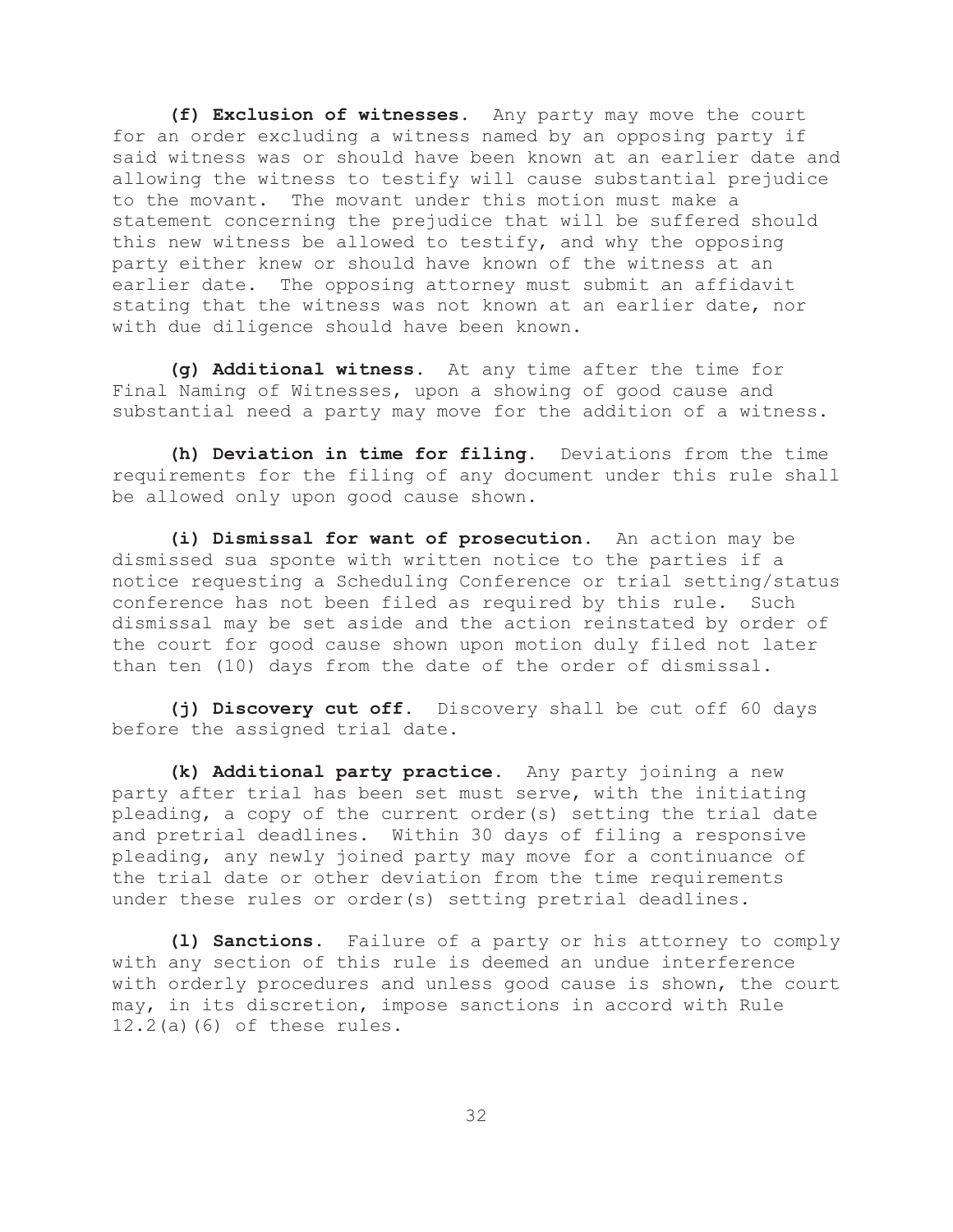**(f) Exclusion of witnesses.** Any party may move the court for an order excluding a witness named by an opposing party if said witness was or should have been known at an earlier date and allowing the witness to testify will cause substantial prejudice to the movant. The movant under this motion must make a statement concerning the prejudice that will be suffered should this new witness be allowed to testify, and why the opposing party either knew or should have known of the witness at an earlier date. The opposing attorney must submit an affidavit stating that the witness was not known at an earlier date, nor with due diligence should have been known.

**(g) Additional witness.** At any time after the time for Final Naming of Witnesses, upon a showing of good cause and substantial need a party may move for the addition of a witness.

**(h) Deviation in time for filing.** Deviations from the time requirements for the filing of any document under this rule shall be allowed only upon good cause shown.

**(i) Dismissal for want of prosecution.** An action may be dismissed sua sponte with written notice to the parties if a notice requesting a Scheduling Conference or trial setting/status conference has not been filed as required by this rule. Such dismissal may be set aside and the action reinstated by order of the court for good cause shown upon motion duly filed not later than ten (10) days from the date of the order of dismissal.

**(j) Discovery cut off.** Discovery shall be cut off 60 days before the assigned trial date.

**(k) Additional party practice.** Any party joining a new party after trial has been set must serve, with the initiating pleading, a copy of the current order(s) setting the trial date and pretrial deadlines. Within 30 days of filing a responsive pleading, any newly joined party may move for a continuance of the trial date or other deviation from the time requirements under these rules or order(s) setting pretrial deadlines.

**(l) Sanctions.** Failure of a party or his attorney to comply with any section of this rule is deemed an undue interference with orderly procedures and unless good cause is shown, the court may, in its discretion, impose sanctions in accord with Rule 12.2(a)(6) of these rules.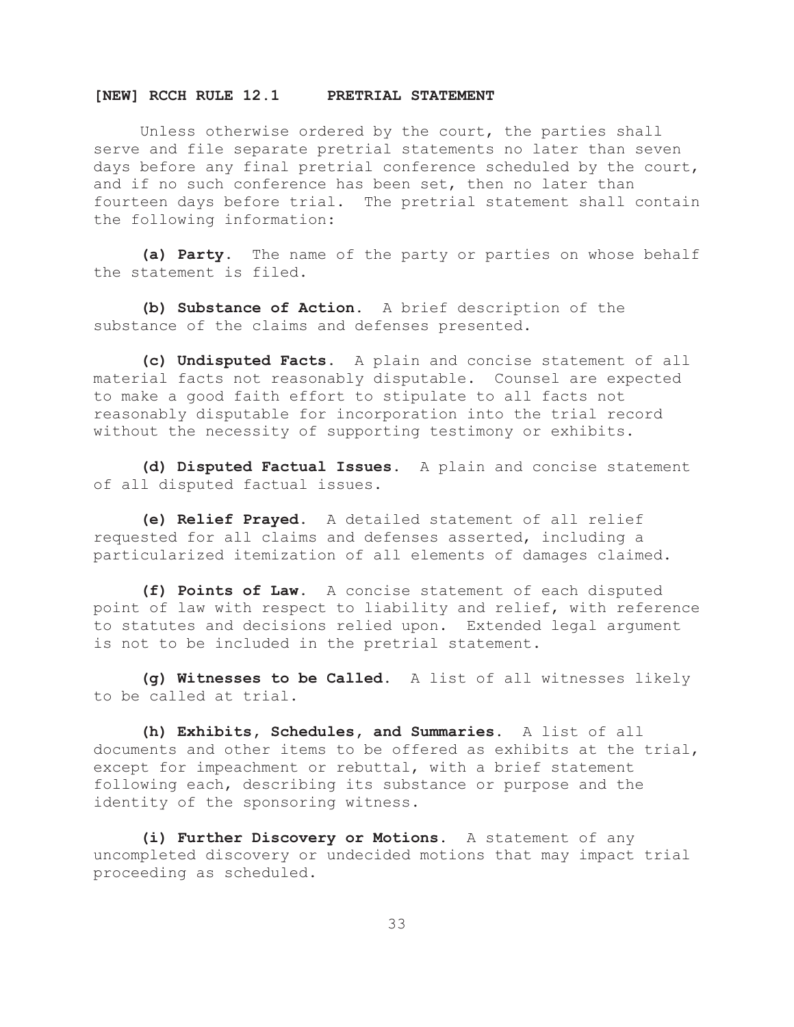## [NEW] RCCH RULE 12.1 PRETRIAL STATEMENT

Unless otherwise ordered by the court, the parties shall serve and file separate pretrial statements no later than seven days before any final pretrial conference scheduled by the court, and if no such conference has been set, then no later than fourteen days before trial. The pretrial statement shall contain the following information:

**(a) Party.** The name of the party or parties on whose behalf the statement is filed.

**(b) Substance of Action.** A brief description of the substance of the claims and defenses presented.

**(c) Undisputed Facts.** A plain and concise statement of all material facts not reasonably disputable. Counsel are expected to make a good faith effort to stipulate to all facts not reasonably disputable for incorporation into the trial record without the necessity of supporting testimony or exhibits.

**(d) Disputed Factual Issues.** A plain and concise statement of all disputed factual issues.

**(e) Relief Prayed.** A detailed statement of all relief requested for all claims and defenses asserted, including a particularized itemization of all elements of damages claimed.

**(f) Points of Law.** A concise statement of each disputed point of law with respect to liability and relief, with reference to statutes and decisions relied upon. Extended legal argument is not to be included in the pretrial statement.

**(g) Witnesses to be Called.** A list of all witnesses likely to be called at trial.

**(h) Exhibits, Schedules, and Summaries.** A list of all documents and other items to be offered as exhibits at the trial, except for impeachment or rebuttal, with a brief statement following each, describing its substance or purpose and the identity of the sponsoring witness.

**(i) Further Discovery or Motions.** A statement of any uncompleted discovery or undecided motions that may impact trial proceeding as scheduled.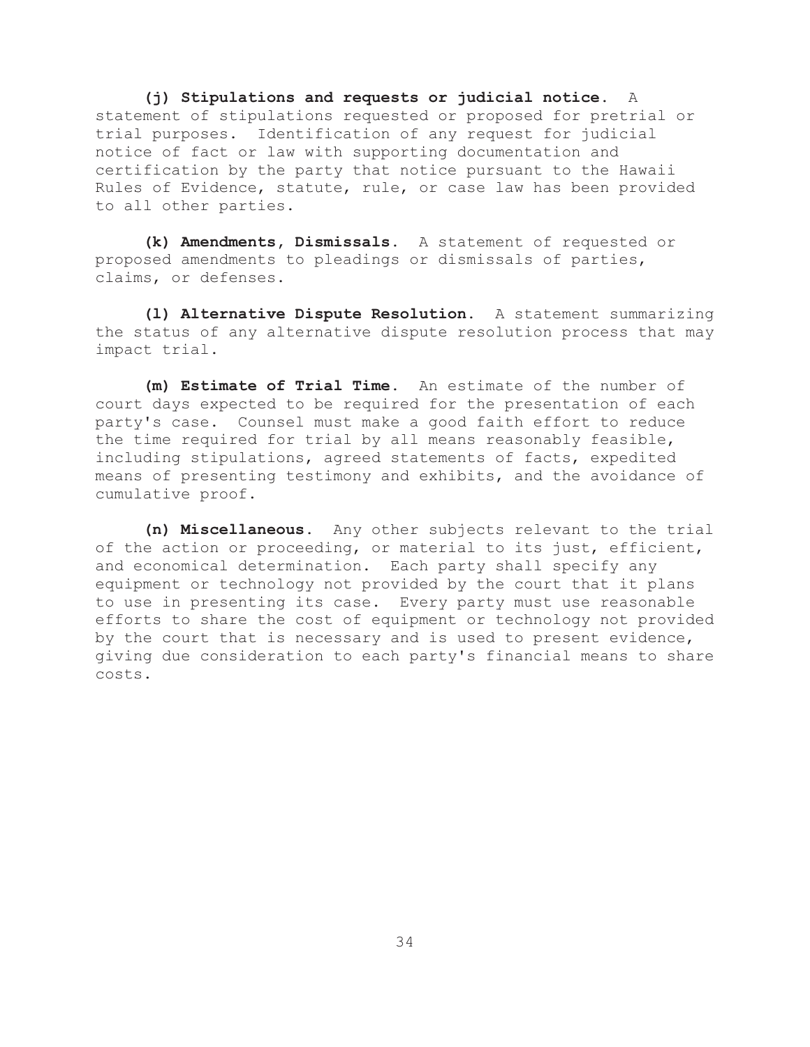**(j) Stipulations and requests or judicial notice.** A statement of stipulations requested or proposed for pretrial or trial purposes. Identification of any request for judicial notice of fact or law with supporting documentation and certification by the party that notice pursuant to the Hawaii Rules of Evidence, statute, rule, or case law has been provided to all other parties.

**(k) Amendments, Dismissals.** A statement of requested or proposed amendments to pleadings or dismissals of parties, claims, or defenses.

**(l) Alternative Dispute Resolution.** A statement summarizing the status of any alternative dispute resolution process that may impact trial.

**(m) Estimate of Trial Time.** An estimate of the number of court days expected to be required for the presentation of each party's case. Counsel must make a good faith effort to reduce the time required for trial by all means reasonably feasible, including stipulations, agreed statements of facts, expedited means of presenting testimony and exhibits, and the avoidance of cumulative proof.

**(n) Miscellaneous.** Any other subjects relevant to the trial of the action or proceeding, or material to its just, efficient, and economical determination. Each party shall specify any equipment or technology not provided by the court that it plans to use in presenting its case. Every party must use reasonable efforts to share the cost of equipment or technology not provided by the court that is necessary and is used to present evidence, giving due consideration to each party's financial means to share costs.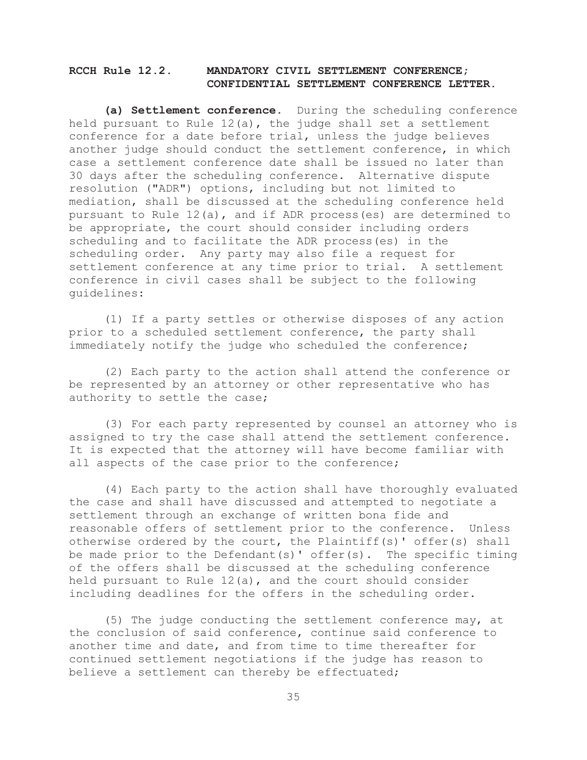## RCCH Rule 12.2. MANDATORY CIVIL SETTLEMENT CONFERENCE; CONFIDENTIAL SETTLEMENT CONFERENCE LETTER.

**(a) Settlement conference.** During the scheduling conference held pursuant to Rule 12(a), the judge shall set a settlement conference for a date before trial, unless the judge believes another judge should conduct the settlement conference, in which case a settlement conference date shall be issued no later than 30 days after the scheduling conference. Alternative dispute resolution ("ADR") options, including but not limited to mediation, shall be discussed at the scheduling conference held pursuant to Rule 12(a), and if ADR process(es) are determined to be appropriate, the court should consider including orders scheduling and to facilitate the ADR process(es) in the scheduling order. Any party may also file a request for settlement conference at any time prior to trial. A settlement conference in civil cases shall be subject to the following guidelines:

(1) If a party settles or otherwise disposes of any action prior to a scheduled settlement conference, the party shall immediately notify the judge who scheduled the conference;

(2) Each party to the action shall attend the conference or be represented by an attorney or other representative who has authority to settle the case;

(3) For each party represented by counsel an attorney who is assigned to try the case shall attend the settlement conference. It is expected that the attorney will have become familiar with all aspects of the case prior to the conference;

(4) Each party to the action shall have thoroughly evaluated the case and shall have discussed and attempted to negotiate a settlement through an exchange of written bona fide and reasonable offers of settlement prior to the conference. Unless otherwise ordered by the court, the Plaintiff(s)' offer(s) shall be made prior to the Defendant(s)' offer(s). The specific timing of the offers shall be discussed at the scheduling conference held pursuant to Rule 12(a), and the court should consider including deadlines for the offers in the scheduling order.

(5) The judge conducting the settlement conference may, at the conclusion of said conference, continue said conference to another time and date, and from time to time thereafter for continued settlement negotiations if the judge has reason to believe a settlement can thereby be effectuated;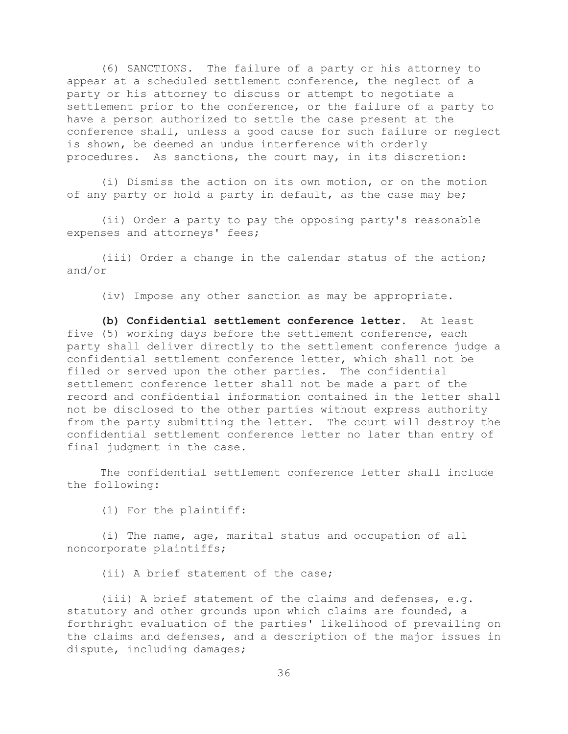(6) SANCTIONS. The failure of a party or his attorney to appear at a scheduled settlement conference, the neglect of a party or his attorney to discuss or attempt to negotiate a settlement prior to the conference, or the failure of a party to have a person authorized to settle the case present at the conference shall, unless a good cause for such failure or neglect is shown, be deemed an undue interference with orderly procedures. As sanctions, the court may, in its discretion:

(i) Dismiss the action on its own motion, or on the motion of any party or hold a party in default, as the case may be;

(ii) Order a party to pay the opposing party's reasonable expenses and attorneys' fees;

(iii) Order a change in the calendar status of the action; and/or

(iv) Impose any other sanction as may be appropriate.

**(b) Confidential settlement conference letter.** At least five (5) working days before the settlement conference, each party shall deliver directly to the settlement conference judge a confidential settlement conference letter, which shall not be filed or served upon the other parties. The confidential settlement conference letter shall not be made a part of the record and confidential information contained in the letter shall not be disclosed to the other parties without express authority from the party submitting the letter. The court will destroy the confidential settlement conference letter no later than entry of final judgment in the case.

The confidential settlement conference letter shall include the following:

(1) For the plaintiff:

(i) The name, age, marital status and occupation of all noncorporate plaintiffs;

(ii) A brief statement of the case;

(iii) A brief statement of the claims and defenses, e.g. statutory and other grounds upon which claims are founded, a forthright evaluation of the parties' likelihood of prevailing on the claims and defenses, and a description of the major issues in dispute, including damages;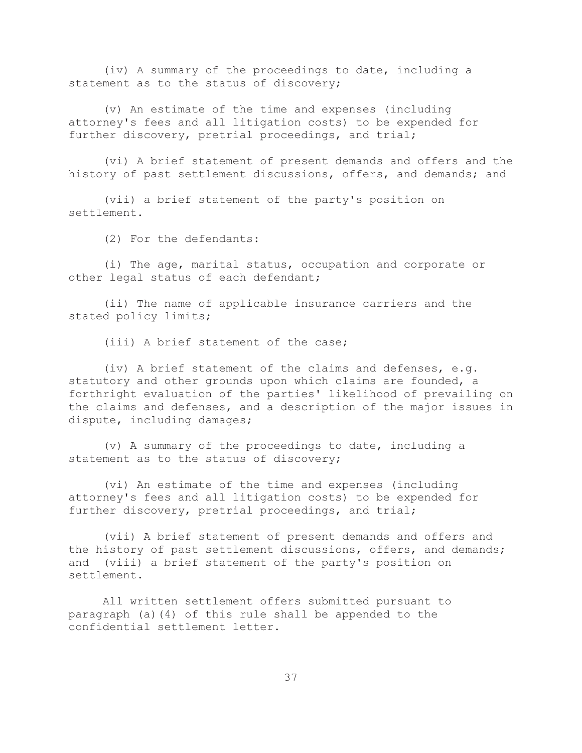(iv) A summary of the proceedings to date, including a statement as to the status of discovery;

(v) An estimate of the time and expenses (including attorney's fees and all litigation costs) to be expended for further discovery, pretrial proceedings, and trial;

(vi) A brief statement of present demands and offers and the history of past settlement discussions, offers, and demands; and

(vii) a brief statement of the party's position on settlement.

(2) For the defendants:

(i) The age, marital status, occupation and corporate or other legal status of each defendant;

(ii) The name of applicable insurance carriers and the stated policy limits;

(iii) A brief statement of the case;

(iv) A brief statement of the claims and defenses, e.g. statutory and other grounds upon which claims are founded, a forthright evaluation of the parties' likelihood of prevailing on the claims and defenses, and a description of the major issues in dispute, including damages;

(v) A summary of the proceedings to date, including a statement as to the status of discovery;

(vi) An estimate of the time and expenses (including attorney's fees and all litigation costs) to be expended for further discovery, pretrial proceedings, and trial;

(vii) A brief statement of present demands and offers and the history of past settlement discussions, offers, and demands; and (viii) a brief statement of the party's position on settlement.

All written settlement offers submitted pursuant to paragraph (a)(4) of this rule shall be appended to the confidential settlement letter.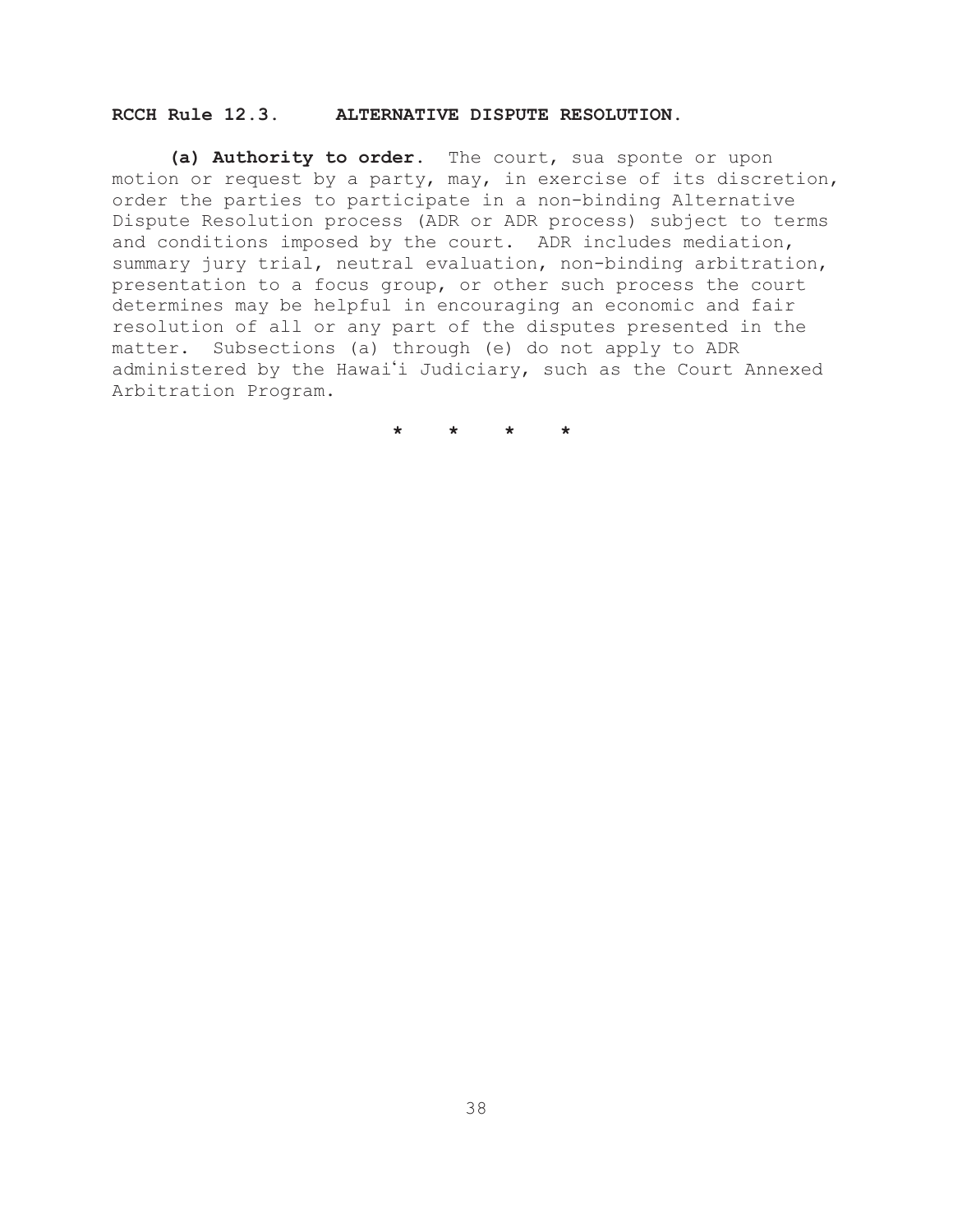**RCCH Rule 12.3. ALTERNATIVE DISPUTE RESOLUTION.**

**(a) Authority to order.** The court, sua sponte or upon motion or request by a party, may, in exercise of its discretion, order the parties to participate in a non-binding Alternative Dispute Resolution process (ADR or ADR process) subject to terms and conditions imposed by the court. ADR includes mediation, summary jury trial, neutral evaluation, non-binding arbitration, presentation to a focus group, or other such process the court determines may be helpful in encouraging an economic and fair resolution of all or any part of the disputes presented in the matter. Subsections (a) through (e) do not apply to ADR administered by the Hawaiʻi Judiciary, such as the Court Annexed Arbitration Program.

\* \* \* \*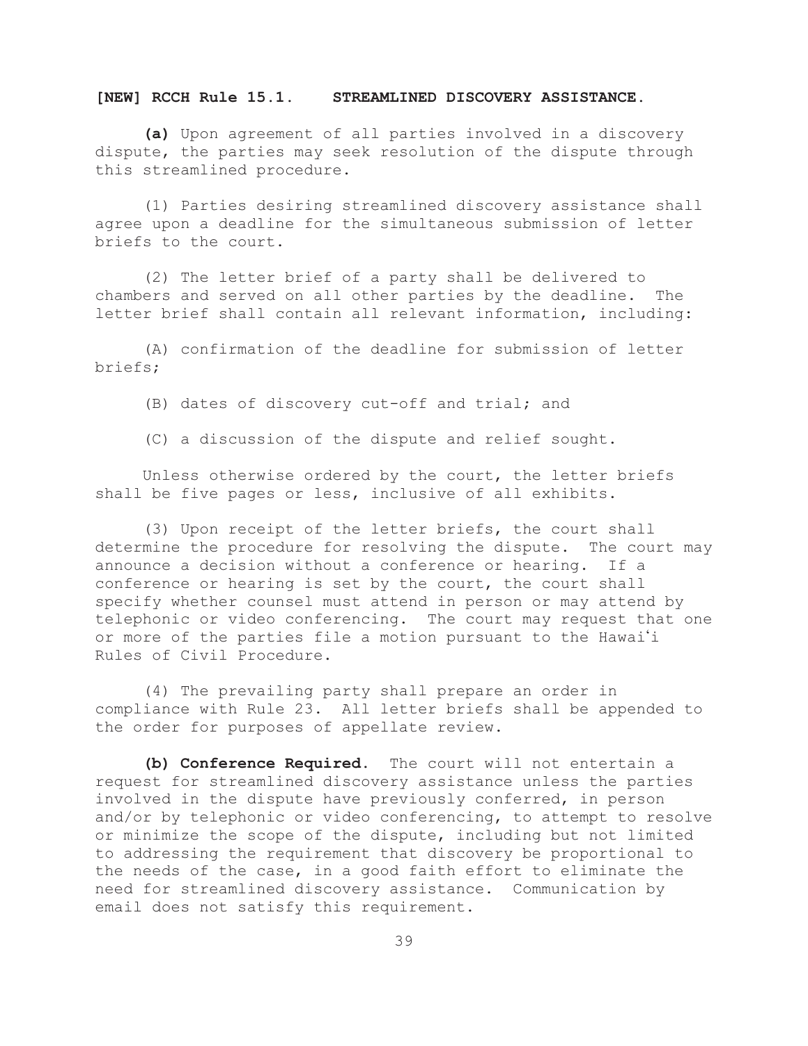**[NEW] RCCH Rule 15.1. STREAMLINED DISCOVERY ASSISTANCE.**

**(a)** Upon agreement of all parties involved in a discovery dispute, the parties may seek resolution of the dispute through this streamlined procedure.

(1) Parties desiring streamlined discovery assistance shall agree upon a deadline for the simultaneous submission of letter briefs to the court.

(2) The letter brief of a party shall be delivered to chambers and served on all other parties by the deadline. The letter brief shall contain all relevant information, including:

(A) confirmation of the deadline for submission of letter briefs;

(B) dates of discovery cut-off and trial; and

(C) a discussion of the dispute and relief sought.

Unless otherwise ordered by the court, the letter briefs shall be five pages or less, inclusive of all exhibits.

(3) Upon receipt of the letter briefs, the court shall determine the procedure for resolving the dispute. The court may announce a decision without a conference or hearing. If a conference or hearing is set by the court, the court shall specify whether counsel must attend in person or may attend by telephonic or video conferencing. The court may request that one or more of the parties file a motion pursuant to the Hawaiʻi Rules of Civil Procedure.

(4) The prevailing party shall prepare an order in compliance with Rule 23. All letter briefs shall be appended to the order for purposes of appellate review.

**(b) Conference Required.** The court will not entertain a request for streamlined discovery assistance unless the parties involved in the dispute have previously conferred, in person and/or by telephonic or video conferencing, to attempt to resolve or minimize the scope of the dispute, including but not limited to addressing the requirement that discovery be proportional to the needs of the case, in a good faith effort to eliminate the need for streamlined discovery assistance. Communication by email does not satisfy this requirement.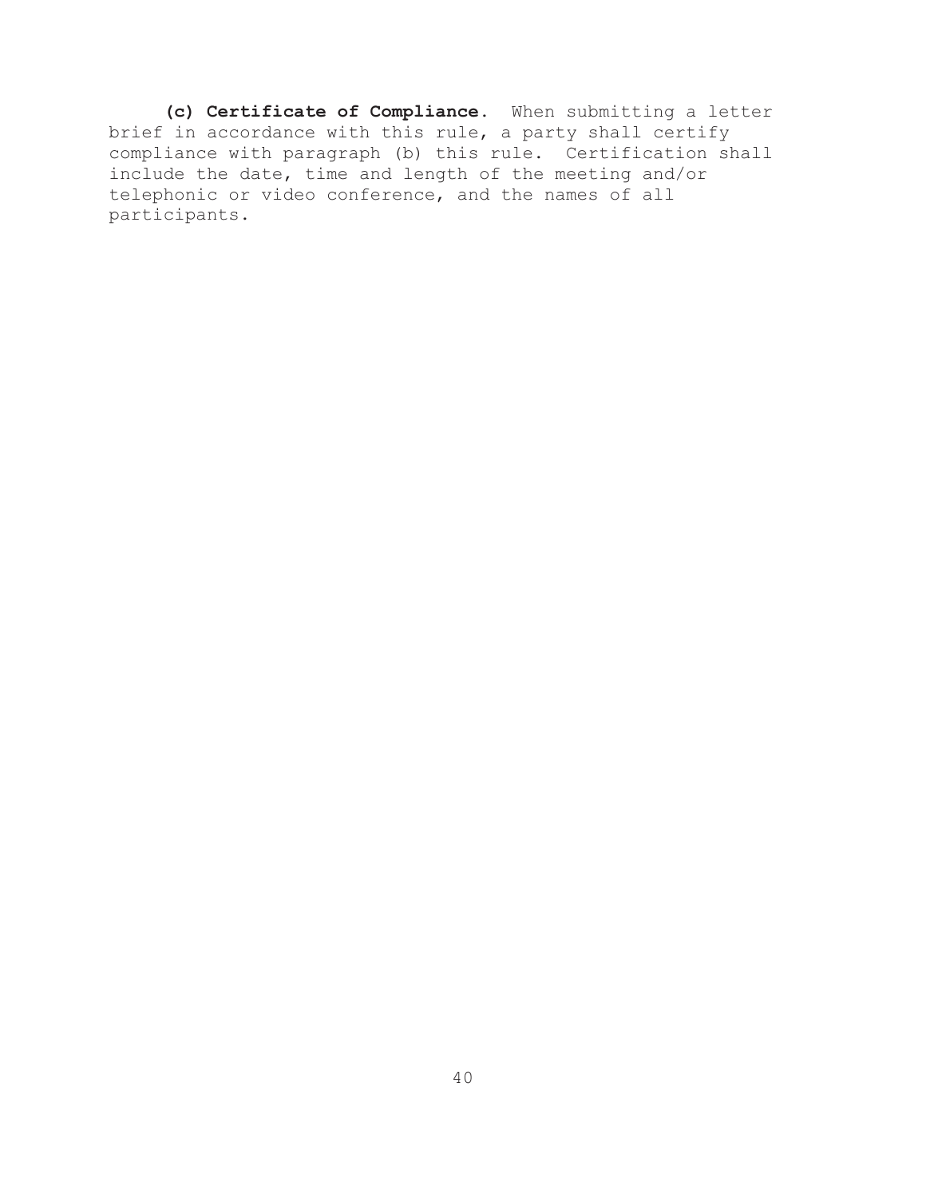**(c) Certificate of Compliance.** When submitting a letter brief in accordance with this rule, a party shall certify compliance with paragraph (b) this rule. Certification shall include the date, time and length of the meeting and/or telephonic or video conference, and the names of all participants.